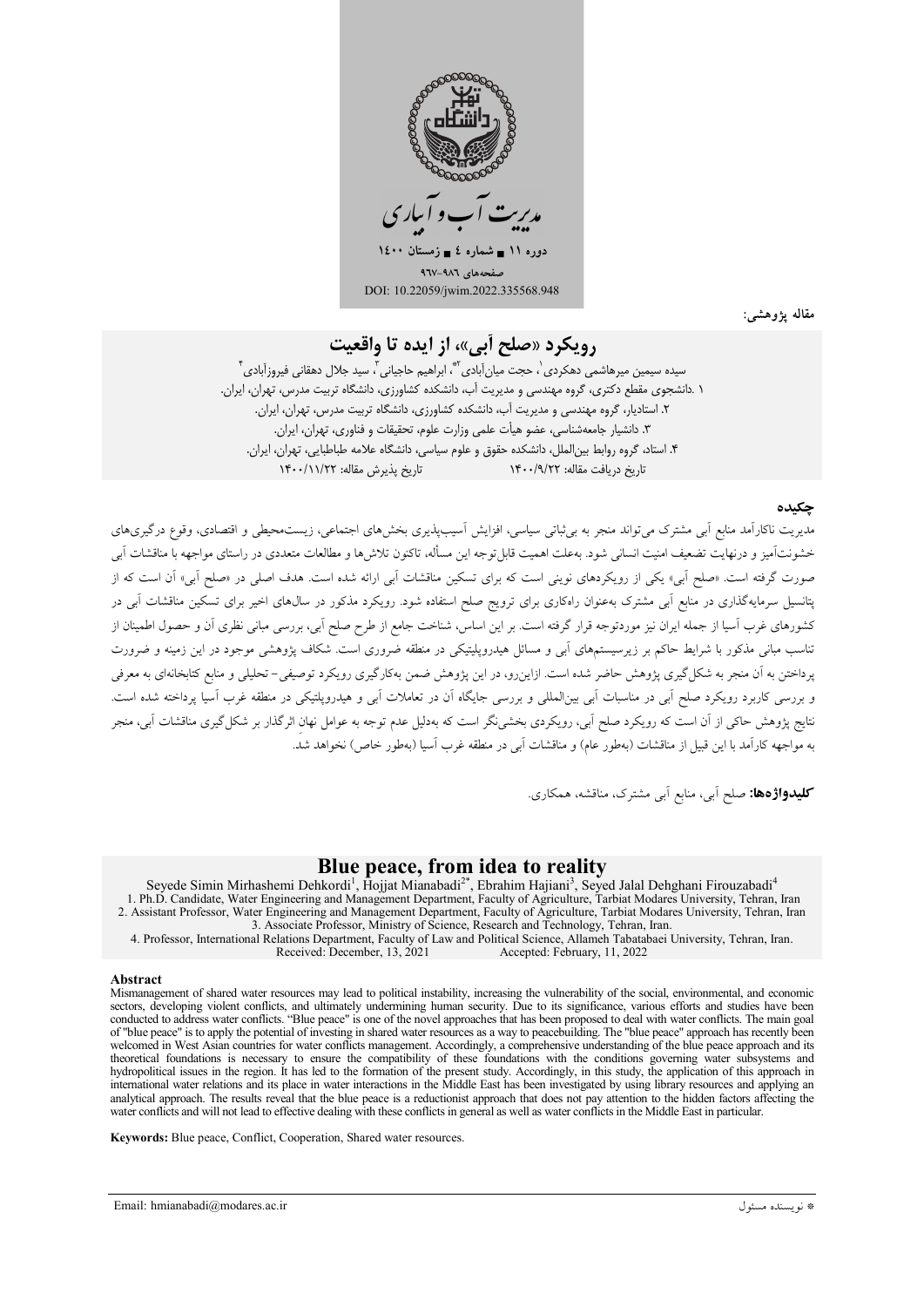مقاله پژوهشی:

# رویکرد «صلح آبی»، از ایده تا واقعیت

سیده سیمین میرهاشمی دهکردی[۱]، حجت میان‌آبادی[۲*]، ابراهیم حاجیانی[۳]، سید جلال دهقانی فیروزآبادی[۴]

۱. دانشجوی مقطع دکتری، گروه مهندسی و مدیریت آب، دانشکده کشاورزی، دانشگاه تربیت مدرس، تهران، ایران.

۲. استادیار، گروه مهندسی و مدیریت آب، دانشکده کشاورزی، دانشگاه تربیت مدرس، تهران، ایران.

۳. دانشیار جامعه‌شناسی، عضو هیأت علمی وزارت علوم، تحقیقات و فناوری، تهران، ایران.

۴. استاد، گروه روابط بین‌الملل، دانشکده حقوق و علوم سیاسی، دانشگاه علامه طباطبایی، تهران، ایران.

تاریخ دریافت مقاله: ۱۴۰۰/۹/۲۲ تاریخ پذیرش مقاله: ۱۴۰۰/۱۱/۲۲

## چکیده

مدیریت ناکارآمد منابع آبی مشترک می‌تواند منجر به بی‌ثباتی سیاسی، افزایش آسیب‌پذیری بخش‌های اجتماعی، زیست‌محیطی و اقتصادی، وقوع درگیری‌های خشونت‌آمیز و درنهایت تضعیف امنیت انسانی شود. به‌علت اهمیت قابل‌توجه این مسأله، تاکنون تلاش‌ها و مطالعات متعددی در راستای مواجهه با مناقشات آبی صورت گرفته است. «صلح آبی» یکی از رویکردهای نوینی است که برای تسکین مناقشات آبی ارائه شده است. هدف اصلی در «صلح آبی» آن است که از پتانسیل سرمایه‌گذاری در منابع آبی مشترک به‌عنوان راهکاری برای ترویج صلح استفاده شود. رویکرد مذکور در سال‌های اخیر برای تسکین مناقشات آبی در کشورهای غرب آسیا از جمله ایران نیز موردتوجه قرار گرفته است. بر این اساس، شناخت جامع از طرح صلح آبی، بررسی مبانی نظری آن و حصول اطمینان از تناسب مبانی مذکور با شرایط حاکم بر زیرسیستم‌های آبی و مسائل هیدروپلیتیکی در منطقه ضروری است. شکاف پژوهشی موجود در این زمینه و ضرورت پرداختن به آن منجر به شکل‌گیری پژوهش حاضر شده است. ازاین‌رو، در این پژوهش ضمن به‌کارگیری رویکرد توصیفی- تحلیلی و منابع کتابخانه‌ای به معرفی و بررسی کاربرد رویکرد صلح آبی در مناسبات آبی بین‌المللی و بررسی جایگاه آن در تعاملات آبی و هیدروپلتیکی در منطقه غرب آسیا پرداخته شده است. نتایج پژوهش حاکی از آن است که رویکرد صلح آبی، رویکردی بخشی‌نگر است که به‌دلیل عدم توجه به عوامل نهانِ اثرگذار بر شکل‌گیری مناقشات آبی، منجر به مواجهه کارآمد با این قبیل از مناقشات (به‌طور عام) و مناقشات آبی در منطقه غرب آسیا (به‌طور خاص) نخواهد شد.

**کلیدواژه‌ها:** صلح آبی، منابع آبی مشترک، مناقشه، همکاری.

# Blue peace, from idea to reality

Seyede Simin Mirhashemi Dehkordi[1], Hojjat Mianabadi[2*], Ebrahim Hajiani[3], Seyed Jalal Dehghani Firouzabadi[4]

1. Ph.D. Candidate, Water Engineering and Management Department, Faculty of Agriculture, Tarbiat Modares University, Tehran, Iran
2. Assistant Professor, Water Engineering and Management Department, Faculty of Agriculture, Tarbiat Modares University, Tehran, Iran
3. Associate Professor, Ministry of Science, Research and Technology, Tehran, Iran.
4. Professor, International Relations Department, Faculty of Law and Political Science, Allameh Tabatabaei University, Tehran, Iran.

Received: December, 13, 2021 Accepted: February, 11, 2022

## Abstract

Mismanagement of shared water resources may lead to political instability, increasing the vulnerability of the social, environmental, and economic sectors, developing violent conflicts, and ultimately undermining human security. Due to its significance, various efforts and studies have been conducted to address water conflicts. "Blue peace" is one of the novel approaches that has been proposed to deal with water conflicts. The main goal of "blue peace" is to apply the potential of investing in shared water resources as a way to peacebuilding. The "blue peace" approach has recently been welcomed in West Asian countries for water conflicts management. Accordingly, a comprehensive understanding of the blue peace approach and its theoretical foundations is necessary to ensure the compatibility of these foundations with the conditions governing water subsystems and hydropolitical issues in the region. It has led to the formation of the present study. Accordingly, in this study, the application of this approach in international water relations and its place in water interactions in the Middle East has been investigated by using library resources and applying an analytical approach. The results reveal that the blue peace is a reductionist approach that does not pay attention to the hidden factors affecting the water conflicts and will not lead to effective dealing with these conflicts in general as well as water conflicts in the Middle East in particular.

**Keywords:** Blue peace, Conflict, Cooperation, Shared water resources.

* نویسنده مسئول Email: hmianabadi@modares.ac.ir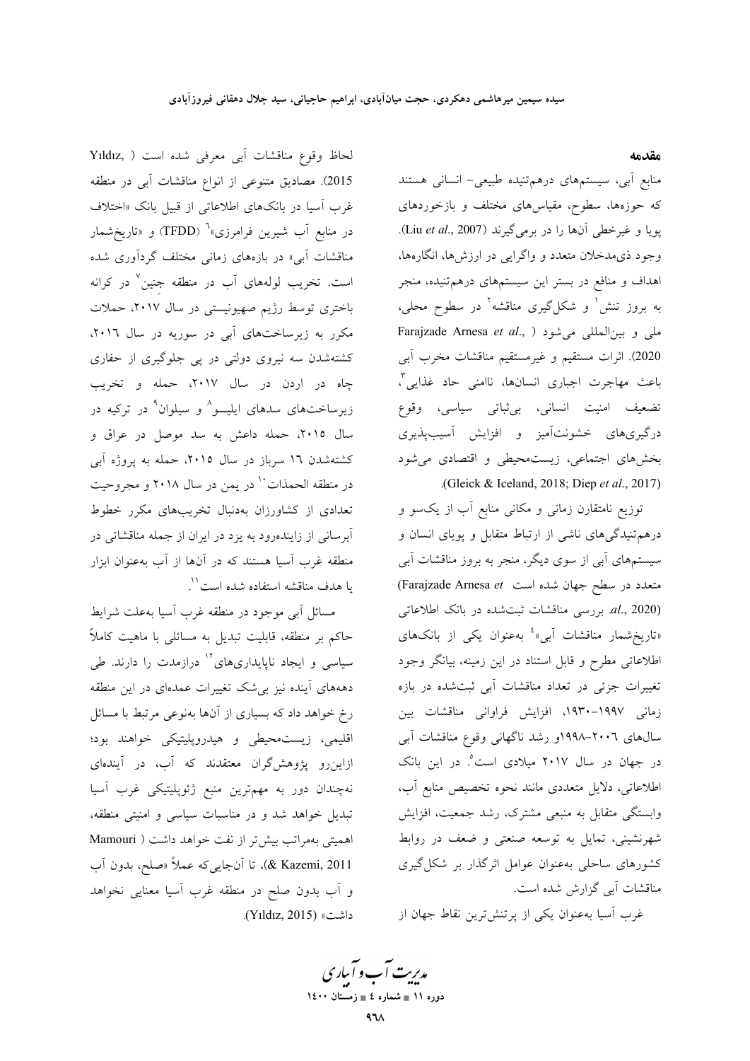## مقدمه

منابع آبی، سیستم‌های درهم‌تنیده طبیعی- انسانی هستند که حوزه‌ها، سطوح، مقیاس‌های مختلف و بازخوردهای پویا و غیرخطی آن‌ها را در برمی‌گیرند (Liu *et al*., 2007). وجود ذی‌مدخلان متعدد و واگرایی در ارزش‌ها، انگاره‌ها، اهداف و منافع در بستر این سیستم‌های درهم‌تنیده، منجر به بروز تنش[1] و شکل‌گیری مناقشه[2] در سطوح محلی، ملی و بین‌المللی می‌شود (Farajzade Arnesa *et al*., 2020). اثرات مستقیم و غیرمستقیم مناقشات مخرب آبی باعث مهاجرت اجباری انسان‌ها، ناامنی حاد غذایی[3]، تضعیف امنیت انسانی، بی‌ثباتی سیاسی، وقوع درگیری‌های خشونت‌آمیز و افزایش آسیب‌پذیری بخش‌های اجتماعی، زیست‌محیطی و اقتصادی می‌شود (Gleick & Iceland, 2018; Diep *et al*., 2017).

توزیع نامتقارن زمانی و مکانی منابع آب از یک‌سو و درهم‌تنیدگی‌های ناشی از ارتباط متقابل و پویای انسان و سیستم‌های آبی از سوی دیگر، منجر به بروز مناقشات آبی متعدد در سطح جهان شده است (Farajzade Arnesa *et al*., 2020). بررسی مناقشات ثبت‌شده در بانک اطلاعاتی «تاریخ‌شمار مناقشات آبی»[4] به‌عنوان یکی از بانک‌های اطلاعاتی مطرح و قابل استناد در این زمینه، بیانگر وجود تغییرات جزئی در تعداد مناقشات آبی ثبت‌شده در بازه زمانی ۱۹۹۷-۱۹۳۰، افزایش فراوانی مناقشات بین سال‌های ۲۰۰۶-۱۹۹۸و رشد ناگهانی وقوع مناقشات آبی در جهان در سال ۲۰۱۷ میلادی است[5]. در این بانک اطلاعاتی، دلایل متعددی مانند نحوه تخصیص منابع آب، وابستگی متقابل به منبعی مشترک، رشد جمعیت، افزایش شهرنشینی، تمایل به توسعه صنعتی و ضعف در روابط کشورهای ساحلی به‌عنوان عوامل اثرگذار بر شکل‌گیری مناقشات آبی گزارش شده است.

غرب آسیا به‌عنوان یکی از پرتنش‌ترین نقاط جهان از لحاظ وقوع مناقشات آبی معرفی شده است (Yıldız, 2015). مصادیق متنوعی از انواع مناقشات آبی در منطقه غرب آسیا در بانک‌های اطلاعاتی از قبیل بانک «اختلاف در منابع آب شیرین فرامرزی»[6] (TFDD) و «تاریخ‌شمار مناقشات آبی» در بازه‌های زمانی مختلف گردآوری شده است. تخریب لوله‌های آب در منطقه جنین[7] در کرانه باختری توسط رژیم صهیونیستی در سال ۲۰۱۷، حملات مکرر به زیرساخت‌های آبی در سوریه در سال ۲۰۱۶، کشته‌شدن سه نیروی دولتی در پی جلوگیری از حفاری چاه در اردن در سال ۲۰۱۷، حمله و تخریب زیرساخت‌های سدهای ایلیسو[8] و سیلوان[9] در ترکیه در سال ۲۰۱۵، حمله داعش به سد موصل در عراق و کشته‌شدن ۱۶ سرباز در سال ۲۰۱۵، حمله به پروژه آبی در منطقه الحمذات[10] در یمن در سال ۲۰۱۸ و مجروحیت تعدادی از کشاورزان به‌دنبال تخریب‌های مکرر خطوط آبرسانی از زاینده‌رود به یزد در ایران از جمله مناقشاتی در منطقه غرب آسیا هستند که در آن‌ها از آب به‌عنوان ابزار یا هدف مناقشه استفاده شده است[11].

مسائل آبی موجود در منطقه غرب آسیا به‌علت شرایط حاکم بر منطقه، قابلیت تبدیل به مسائلی با ماهیت کاملاً سیاسی و ایجاد ناپایداری‌های[12] درازمدت را دارند. طی دهه‌های آینده نیز بی‌شک تغییرات عمده‌ای در این منطقه رخ خواهد داد که بسیاری از آن‌ها به‌نوعی مرتبط با مسائل اقلیمی، زیست‌محیطی و هیدروپلیتیکی خواهند بود؛ ازاین‌رو پژوهش‌گران معتقدند که آب، در آینده‌ای نه‌چندان دور به مهم‌ترین منبع ژئوپلیتیکی غرب آسیا تبدیل خواهد شد و در مناسبات سیاسی و امنیتی منطقه، اهمیتی به‌مراتب بیش‌تر از نفت خواهد داشت (Mamouri & Kazemi, 2011)، تا آن‌جایی‌که عملاً «صلح، بدون آب و آب بدون صلح در منطقه غرب آسیا معنایی نخواهد داشت» (Yıldız, 2015).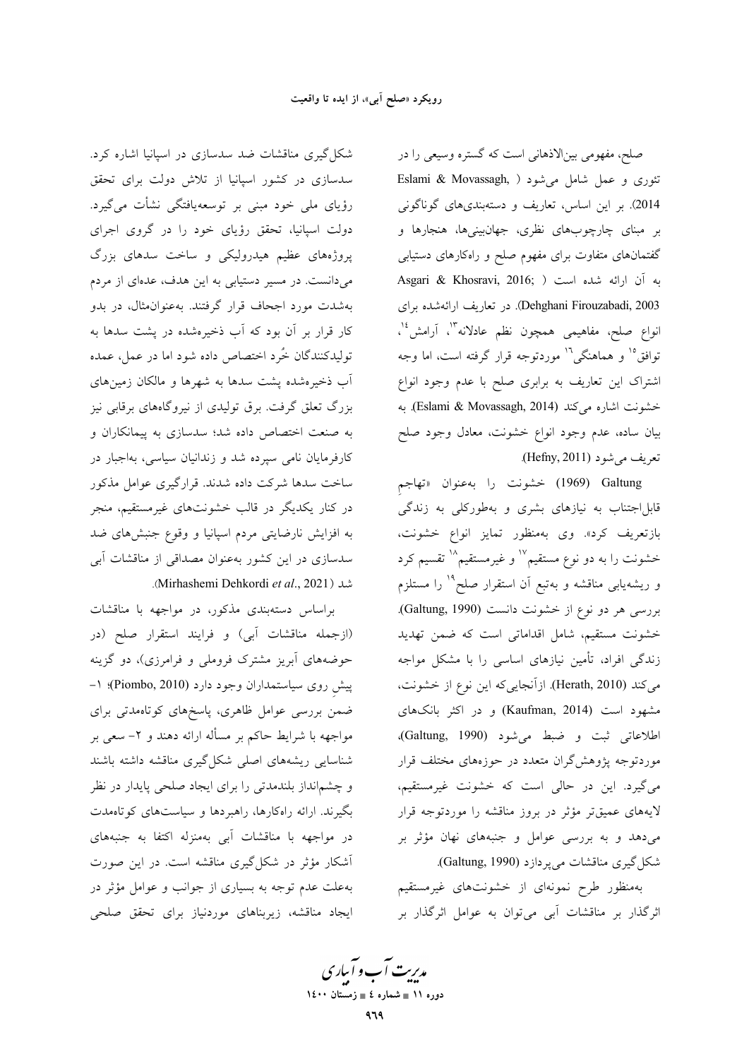صلح، مفهومی بین‌الاذهانی است که گستره وسیعی را در تئوری و عمل شامل می‌شود (Eslami & Movassagh, 2014). بر این اساس، تعاریف و دسته‌بندی‌های گوناگونی بر مبنای چارچوب‌های نظری، جهان‌بینی‌ها، هنجارها و گفتمان‌های متفاوت برای مفهوم صلح و راهکارهای دستیابی به آن ارائه شده است (Asgari & Khosravi, 2016; Dehghani Firouzabadi, 2003). در تعاریف ارائه‌شده برای انواع صلح، مفاهیمی همچون نظم عادلانه[13]، آرامش[14]، توافق[15] و هماهنگی[16] موردتوجه قرار گرفته است، اما وجه اشتراک این تعاریف به برابری صلح با عدم وجود انواع خشونت اشاره می‌کند (Eslami & Movassagh, 2014). به بیان ساده، عدم وجود انواع خشونت، معادل وجود صلح تعریف می‌شود (Hefny, 2011).

Galtung (1969) خشونت را به‌عنوان «تهاجمِ قابل‌اجتناب به نیازهای بشری و به‌طورکلی به زندگی بازتعریف کرد». وی به‌منظور تمایز انواع خشونت، خشونت را به دو نوع مستقیم[17] و غیرمستقیم[18] تقسیم کرد و ریشه‌یابی مناقشه و به‌تبع آن استقرار صلح[19] را مستلزم بررسی هر دو نوع از خشونت دانست (Galtung, 1990). خشونت مستقیم، شامل اقداماتی است که ضمن تهدید زندگی افراد، تأمین نیازهای اساسی را با مشکل مواجه می‌کند (Herath, 2010). ازآنجایی‌که این نوع از خشونت، مشهود است (Kaufman, 2014) و در اکثر بانک‌های اطلاعاتی ثبت و ضبط می‌شود (Galtung, 1990)، موردتوجه پژوهش‌گران متعدد در حوزه‌های مختلف قرار می‌گیرد. این در حالی است که خشونت غیرمستقیم، لایه‌های عمیق‌تر مؤثر در بروز مناقشه را موردتوجه قرار می‌دهد و به بررسی عوامل و جنبه‌های نهان مؤثر بر شکل‌گیری مناقشات می‌پردازد (Galtung, 1990).

به‌منظور طرح نمونه‌ای از خشونت‌های غیرمستقیم اثرگذار بر مناقشات آبی می‌توان به عوامل اثرگذار بر شکل‌گیری مناقشات ضد سدسازی در اسپانیا اشاره کرد. سدسازی در کشور اسپانیا از تلاش دولت برای تحقق رؤیای ملی خود مبنی بر توسعه‌یافتگی نشأت می‌گیرد. دولت اسپانیا، تحقق رؤیای خود را در گروی اجرای پروژه‌های عظیم هیدرولیکی و ساخت سدهای بزرگ می‌دانست. در مسیر دستیابی به این هدف، عده‌ای از مردم به‌شدت مورد اجحاف قرار گرفتند. به‌عنوان‌مثال، در بدو کار قرار بر آن بود که آب ذخیره‌شده در پشت سدها به تولیدکنندگان خُرد اختصاص داده شود اما در عمل، عمده آب ذخیره‌شده پشت سدها به شهرها و مالکان زمین‌های بزرگ تعلق گرفت. برق تولیدی از نیروگاه‌های برقابی نیز به صنعت اختصاص داده شد؛ سدسازی به پیمانکاران و کارفرمایان نامی سپرده شد و زندانیان سیاسی، به‌اجبار در ساخت سدها شرکت داده شدند. قرارگیری عوامل مذکور در کنار یکدیگر در قالب خشونت‌های غیرمستقیم، منجر به افزایش نارضایتی مردم اسپانیا و وقوع جنبش‌های ضد سدسازی در این کشور به‌عنوان مصداقی از مناقشات آبی شد (Mirhashemi Dehkordi *et al*., 2021).

براساس دسته‌بندی مذکور، در مواجهه با مناقشات (ازجمله مناقشات آبی) و فرایند استقرار صلح (در حوضه‌های آبریز مشترک فروملی و فرامرزی)، دو گزینه پیشِ روی سیاستمداران وجود دارد (Piombo, 2010)؛ ۱- ضمن بررسی عوامل ظاهری، پاسخ‌های کوتاه‌مدتی برای مواجهه با شرایط حاکم بر مسأله ارائه دهند و ۲- سعی بر شناسایی ریشه‌های اصلی شکل‌گیری مناقشه داشته باشند و چشم‌انداز بلندمدتی را برای ایجاد صلحی پایدار در نظر بگیرند. ارائه راهکارها، راهبردها و سیاست‌های کوتاه‌مدت در مواجهه با مناقشات آبی به‌منزله اکتفا به جنبه‌های آشکار مؤثر در شکل‌گیری مناقشه است. در این صورت به‌علت عدم توجه به بسیاری از جوانب و عوامل مؤثر در ایجاد مناقشه، زیربناهای موردنیاز برای تحقق صلحی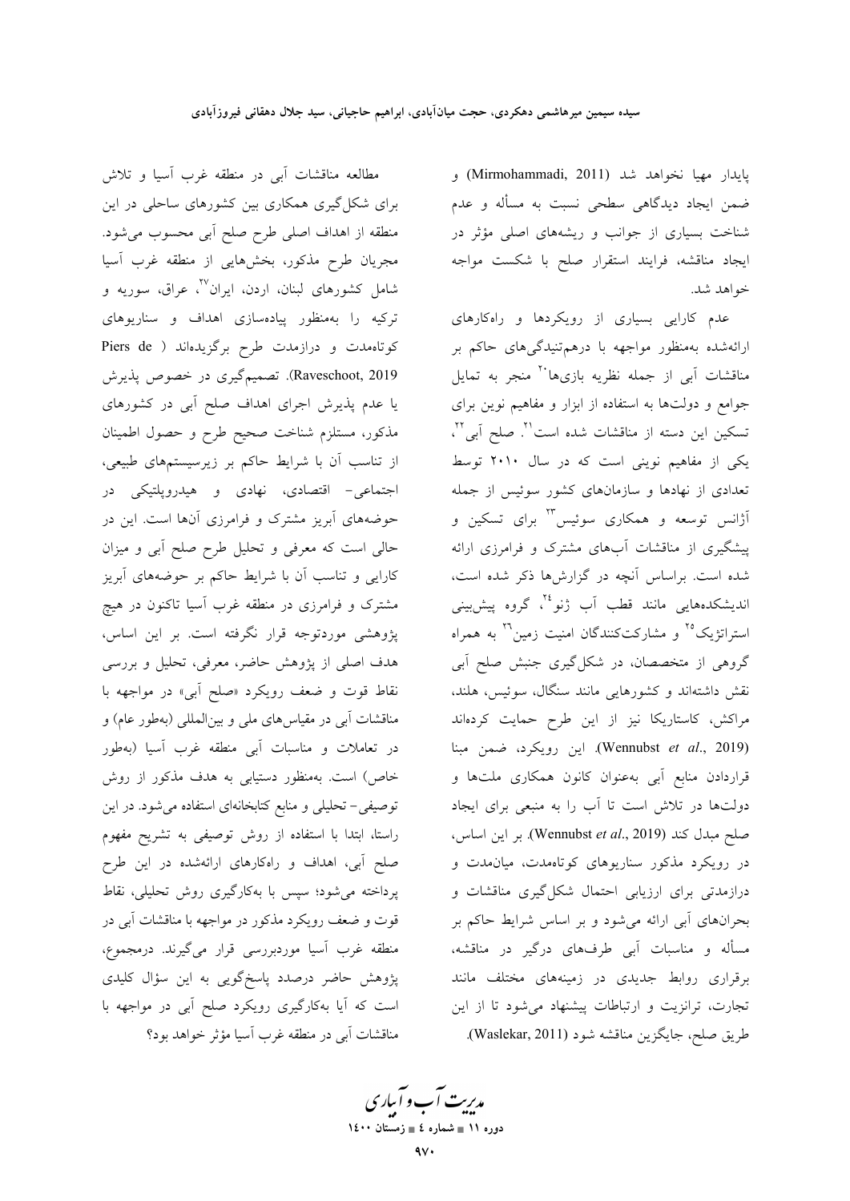پایدار مهیا نخواهد شد (Mirmohammadi, 2011) و ضمن ایجاد دیدگاهی سطحی نسبت به مسأله و عدم شناخت بسیاری از جوانب و ریشه‌های اصلی مؤثر در ایجاد مناقشه، فرایند استقرار صلح با شکست مواجه خواهد شد.

عدم کارایی بسیاری از رویکردها و راه‌کارهای ارائه‌شده به‌منظور مواجهه با درهم‌تنیدگی‌های حاکم بر مناقشات آبی از جمله نظریه بازی‌ها[20] منجر به تمایل جوامع و دولت‌ها به استفاده از ابزار و مفاهیم نوین برای تسکین این دسته از مناقشات شده است[21]. صلح آبی[22]، یکی از مفاهیم نوینی است که در سال ۲۰۱۰ توسط تعدادی از نهادها و سازمان‌های کشور سوئیس از جمله آژانس توسعه و همکاری سوئیس[23] برای تسکین و پیشگیری از مناقشات آب‌های مشترک و فرامرزی ارائه شده است. براساس آنچه در گزارش‌ها ذکر شده است، اندیشکده‌هایی مانند قطب آب ژنو[24]، گروه پیش‌بینی استراتژیک[25] و مشارکت‌کنندگان امنیت زمین[26] به همراه گروهی از متخصصان، در شکل‌گیری جنبش صلح آبی نقش داشته‌اند و کشورهایی مانند سنگال، سوئیس، هلند، مراکش، کاستاریکا نیز از این طرح حمایت کرده‌اند (Wennubst *et al*., 2019). این رویکرد، ضمن مبنا قراردادن منابع آبی به‌عنوان کانون همکاری ملت‌ها و دولت‌ها در تلاش است تا آب را به منبعی برای ایجاد صلح مبدل کند (Wennubst *et al*., 2019). بر این اساس، در رویکرد مذکور سناریوهای کوتاه‌مدت، میان‌مدت و درازمدتی برای ارزیابی احتمال شکل‌گیری مناقشات و بحران‌های آبی ارائه می‌شود و بر اساس شرایط حاکم بر مسأله و مناسبات آبی طرف‌های درگیر در مناقشه، برقراری روابط جدیدی در زمینه‌های مختلف مانند تجارت، ترانزیت و ارتباطات پیشنهاد می‌شود تا از این طریق صلح، جایگزین مناقشه شود (Waslekar, 2011).

مطالعه مناقشات آبی در منطقه غرب آسیا و تلاش برای شکل‌گیری همکاری بین کشورهای ساحلی در این منطقه از اهداف اصلی طرح صلح آبی محسوب می‌شود. مجریان طرح مذکور، بخش‌هایی از منطقه غرب آسیا شامل کشورهای لبنان، اردن، ایران[27]، عراق، سوریه و ترکیه را به‌منظور پیاده‌سازی اهداف و سناریوهای کوتاه‌مدت و درازمدت طرح برگزیده‌اند (Piers de Raveschoot, 2019). تصمیم‌گیری در خصوص پذیرش یا عدم پذیرش اجرای اهداف صلح آبی در کشورهای مذکور، مستلزم شناخت صحیح طرح و حصول اطمینان از تناسب آن با شرایط حاکم بر زیرسیستم‌های طبیعی، اجتماعی- اقتصادی، نهادی و هیدروپلتیکی در حوضه‌های آبریز مشترک و فرامرزی آن‌ها است. این در حالی است که معرفی و تحلیل طرح صلح آبی و میزان کارایی و تناسب آن با شرایط حاکم بر حوضه‌های آبریز مشترک و فرامرزی در منطقه غرب آسیا تاکنون در هیچ پژوهشی موردتوجه قرار نگرفته است. بر این اساس، هدف اصلی از پژوهش حاضر، معرفی، تحلیل و بررسی نقاط قوت و ضعف رویکرد «صلح آبی» در مواجهه با مناقشات آبی در مقیاس‌های ملی و بین‌المللی (به‌طور عام) و در تعاملات و مناسبات آبی منطقه غرب آسیا (به‌طور خاص) است. به‌منظور دستیابی به هدف مذکور از روش توصیفی- تحلیلی و منابع کتابخانه‌ای استفاده می‌شود. در این راستا، ابتدا با استفاده از روش توصیفی به تشریح مفهوم صلح آبی، اهداف و راه‌کارهای ارائه‌شده در این طرح پرداخته می‌شود؛ سپس با به‌کارگیری روش تحلیلی، نقاط قوت و ضعف رویکرد مذکور در مواجهه با مناقشات آبی در منطقه غرب آسیا موردبررسی قرار می‌گیرند. درمجموع، پژوهش حاضر درصدد پاسخ‌گویی به این سؤال کلیدی است که آیا به‌کارگیری رویکرد صلح آبی در مواجهه با مناقشات آبی در منطقه غرب آسیا مؤثر خواهد بود؟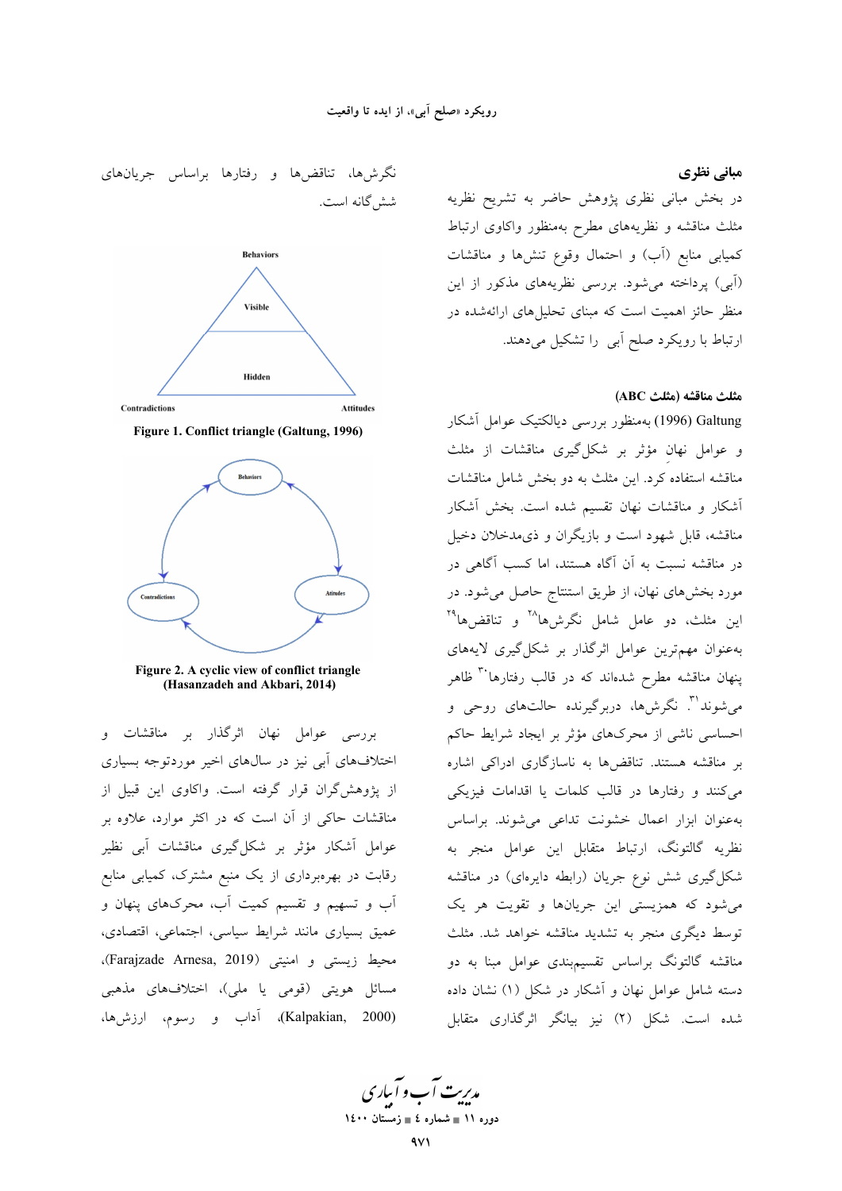## مبانی نظری

در بخش مبانی نظری پژوهش حاضر به تشریح نظریه مثلث مناقشه و نظریه‌های مطرح به‌منظور واکاوی ارتباط کمیابی منابع (آب) و احتمال وقوع تنش‌ها و مناقشات (آبی) پرداخته می‌شود. بررسی نظریه‌های مذکور از این منظر حائز اهمیت است که مبنای تحلیل‌های ارائه‌شده در ارتباط با رویکرد صلح آبی را تشکیل می‌دهند.

### مثلث مناقشه (مثلث ABC)

Galtung (1996) به‌منظور بررسی دیالکتیک عوامل آشکار و عوامل نهان مؤثر بر شکل‌گیری مناقشات از مثلث مناقشه استفاده کرد. این مثلث به دو بخش شامل مناقشات آشکار و مناقشات نهان تقسیم شده است. بخش آشکار مناقشه، قابل شهود است و بازیگران و ذی‌مدخلان دخیل در مناقشه نسبت به آن آگاه هستند، اما کسب آگاهی در مورد بخش‌های نهان، از طریق استنتاج حاصل می‌شود. در این مثلث، دو عامل شامل نگرش‌ها[28] و تناقض‌ها[29] به‌عنوان مهم‌ترین عوامل اثرگذار بر شکل‌گیری لایه‌های پنهان مناقشه مطرح شده‌اند که در قالب رفتارها[30] ظاهر می‌شوند[31]. نگرش‌ها، دربرگیرنده حالت‌های روحی و احساسی ناشی از محرکه‌های مؤثر بر ایجاد شرایط حاکم بر مناقشه هستند. تناقض‌ها به ناسازگاری ادراکی اشاره می‌کنند و رفتارها در قالب کلمات یا اقدامات فیزیکی به‌عنوان ابزار اعمال خشونت تداعی می‌شوند. براساس نظریه گالتونگ، ارتباط متقابل این عوامل منجر به شکل‌گیری شش نوع جریان (رابطه دایره‌ای) در مناقشه می‌شود که همزیستی این جریان‌ها و تقویت هر یک توسط دیگری منجر به تشدید مناقشه خواهد شد. مثلث مناقشه گالتونگ براساس تقسیم‌بندی عوامل مبنا به دو دسته شامل عوامل نهان و آشکار در شکل (۱) نشان داده شده است. شکل (۲) نیز بیانگر اثرگذاری متقابل نگرش‌ها، تناقض‌ها و رفتارها براساس جریان‌های شش‌گانه است.

Behaviors
Visible
Hidden
Contradictions — Attitudes

**Figure 1. Conflict triangle (Galtung, 1996)**

Behaviors — Attitudes — Contradictions

**Figure 2. A cyclic view of conflict triangle (Hasanzadeh and Akbari, 2014)**

بررسی عوامل نهان اثرگذار بر مناقشات و اختلاف‌های آبی نیز در سال‌های اخیر موردتوجه بسیاری از پژوهشگران قرار گرفته است. واکاوی این قبیل از مناقشات حاکی از آن است که در اکثر موارد، علاوه بر عوامل آشکار مؤثر بر شکل‌گیری مناقشات آبی نظیر رقابت در بهره‌برداری از یک منبع مشترک، کمیابی منابع آب و تسهیم و تقسیم کمیت آب، محرکه‌های پنهان و عمیق بسیاری مانند شرایط سیاسی، اجتماعی، اقتصادی، محیط زیستی و امنیتی (Farajzade Arnesa, 2019)، مسائل هویتی (قومی یا ملی)، اختلاف‌های مذهبی (Kalpakian, 2000)، آداب و رسوم، ارزش‌ها،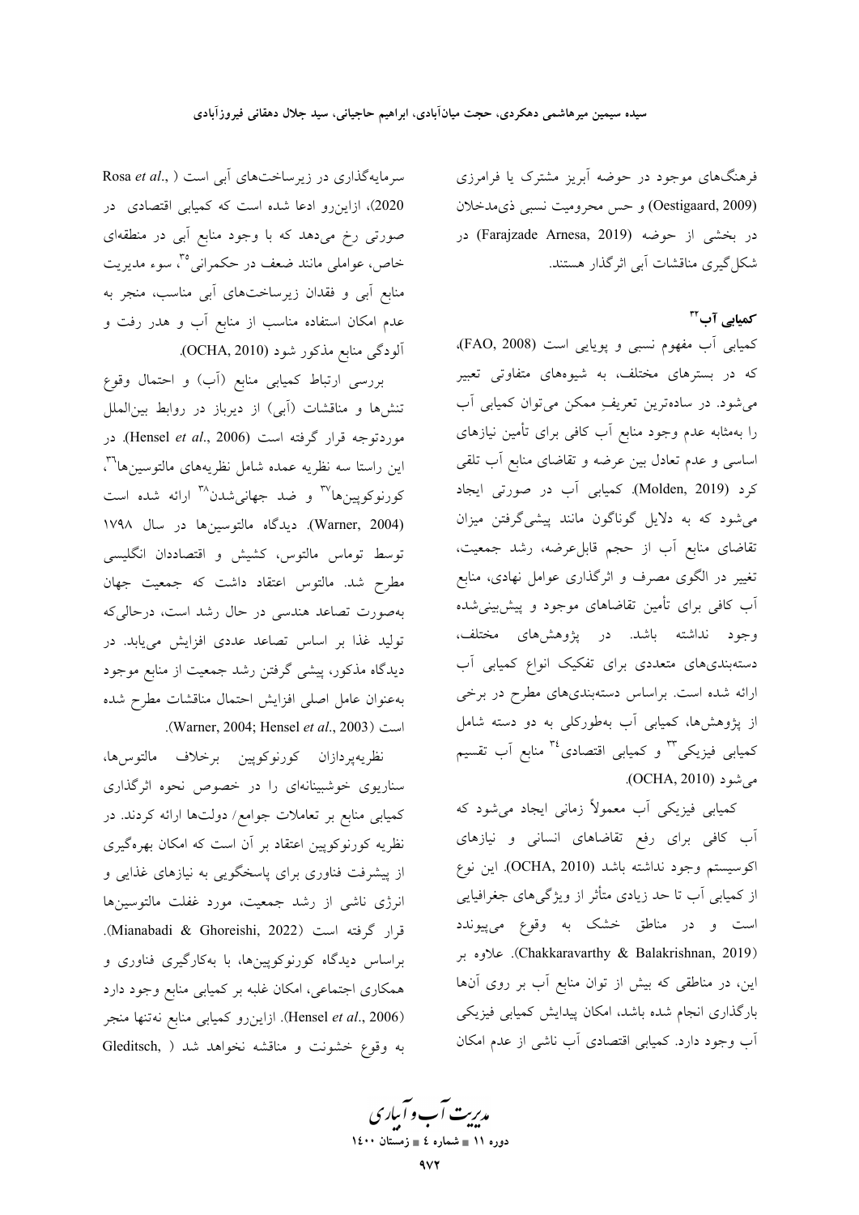فرهنگ‌های موجود در حوضه آبریز مشترک یا فرامرزی (Oestigaard, 2009) و حس محرومیت نسبی ذی‌مدخلان در بخشی از حوضه (Farajzade Arnesa, 2019) در شکل‌گیری مناقشات آبی اثرگذار هستند.

### کمیابی آب[32]

کمیابی آب مفهوم نسبی و پویایی است (FAO, 2008)، که در بسترهای مختلف، به شیوه‌های متفاوتی تعبیر می‌شود. در ساده‌ترین تعریفِ ممکن می‌توان کمیابی آب را به‌مثابه عدم وجود منابع آب کافی برای تأمین نیازهای اساسی و عدم تعادل بین عرضه و تقاضای منابع آب تلقی کرد (Molden, 2019). کمیابی آب در صورتی ایجاد می‌شود که به دلایل گوناگون مانند پیشی‌گرفتن میزان تقاضای منابع آب از حجم قابل‌عرضه، رشد جمعیت، تغییر در الگوی مصرف و اثرگذاری عوامل نهادی، منابع آب کافی برای تأمین تقاضاهای موجود و پیش‌بینی‌شده وجود نداشته باشد. در پژوهش‌های مختلف، دسته‌بندی‌های متعددی برای تفکیک انواع کمیابی آب ارائه شده است. براساس دسته‌بندی‌های مطرح در برخی از پژوهش‌ها، کمیابی آب به‌طورکلی به دو دسته شامل کمیابی فیزیکی[33] و کمیابی اقتصادی[34] منابع آب تقسیم می‌شود (OCHA, 2010).

کمیابی فیزیکی آب معمولاً زمانی ایجاد می‌شود که آب کافی برای رفع تقاضاهای انسانی و نیازهای اکوسیستم وجود نداشته باشد (OCHA, 2010). این نوع از کمیابی آب تا حد زیادی متأثر از ویژگی‌های جغرافیایی است و در مناطق خشک به وقوع می‌پیوندد (Chakkaravarthy & Balakrishnan, 2019). علاوه بر این، در مناطقی که بیش از توان منابع آب بر روی آن‌ها بارگذاری انجام شده باشد، امکان پیدایش کمیابی فیزیکی آب وجود دارد. کمیابی اقتصادی آب ناشی از عدم امکان سرمایه‌گذاری در زیرساخت‌های آبی است (Rosa *et al*., 2020)، ازاین‌رو ادعا شده است که کمیابی اقتصادی در صورتی رخ می‌دهد که با وجود منابع آبی در منطقه‌ای خاص، عواملی مانند ضعف در حکمرانی[35]، سوء مدیریت منابع آبی و فقدان زیرساخت‌های آبی مناسب، منجر به عدم امکان استفاده مناسب از منابع آب و هدر رفت و آلودگی منابع مذکور شود (OCHA, 2010).

بررسی ارتباط کمیابی منابع (آب) و احتمال وقوع تنش‌ها و مناقشات (آبی) از دیرباز در روابط بین‌الملل موردتوجه قرار گرفته است (Hensel *et al*., 2006). در این راستا سه نظریه عمده شامل نظریه‌های مالتوسین‌ها[36]، کورنوکوپین‌ها[37] و ضد جهانی‌شدن[38] ارائه شده است (Warner, 2004). دیدگاه مالتوسین‌ها در سال ۱۷۹۸ توسط توماس مالتوس، کشیش و اقتصاددان انگلیسی مطرح شد. مالتوس اعتقاد داشت که جمعیت جهان به‌صورت تصاعد هندسی در حال رشد است، درحالی‌که تولید غذا بر اساس تصاعد عددی افزایش می‌یابد. در دیدگاه مذکور، پیشی گرفتن رشد جمعیت از منابع موجود به‌عنوان عامل اصلی افزایش احتمال مناقشات مطرح شده است (Warner, 2004; Hensel *et al*., 2003).

نظریه‌پردازان کورنوکوپین برخلاف مالتوس‌ها، سناریوی خوشبینانه‌ای را در خصوص نحوه اثرگذاری کمیابی منابع بر تعاملات جوامع/ دولت‌ها ارائه کردند. در نظریه کورنوکوپین اعتقاد بر آن است که امکان بهره‌گیری از پیشرفت فناوری برای پاسخگویی به نیازهای غذایی و انرژی ناشی از رشد جمعیت، مورد غفلت مالتوسین‌ها قرار گرفته است (Mianabadi & Ghoreishi, 2022). براساس دیدگاه کورنوکوپین‌ها، با به‌کارگیری فناوری و همکاری اجتماعی، امکان غلبه بر کمیابی منابع وجود دارد (Hensel *et al*., 2006). ازاین‌رو کمیابی منابع نه‌تنها منجر به وقوع خشونت و مناقشه نخواهد شد ( Gleditsch,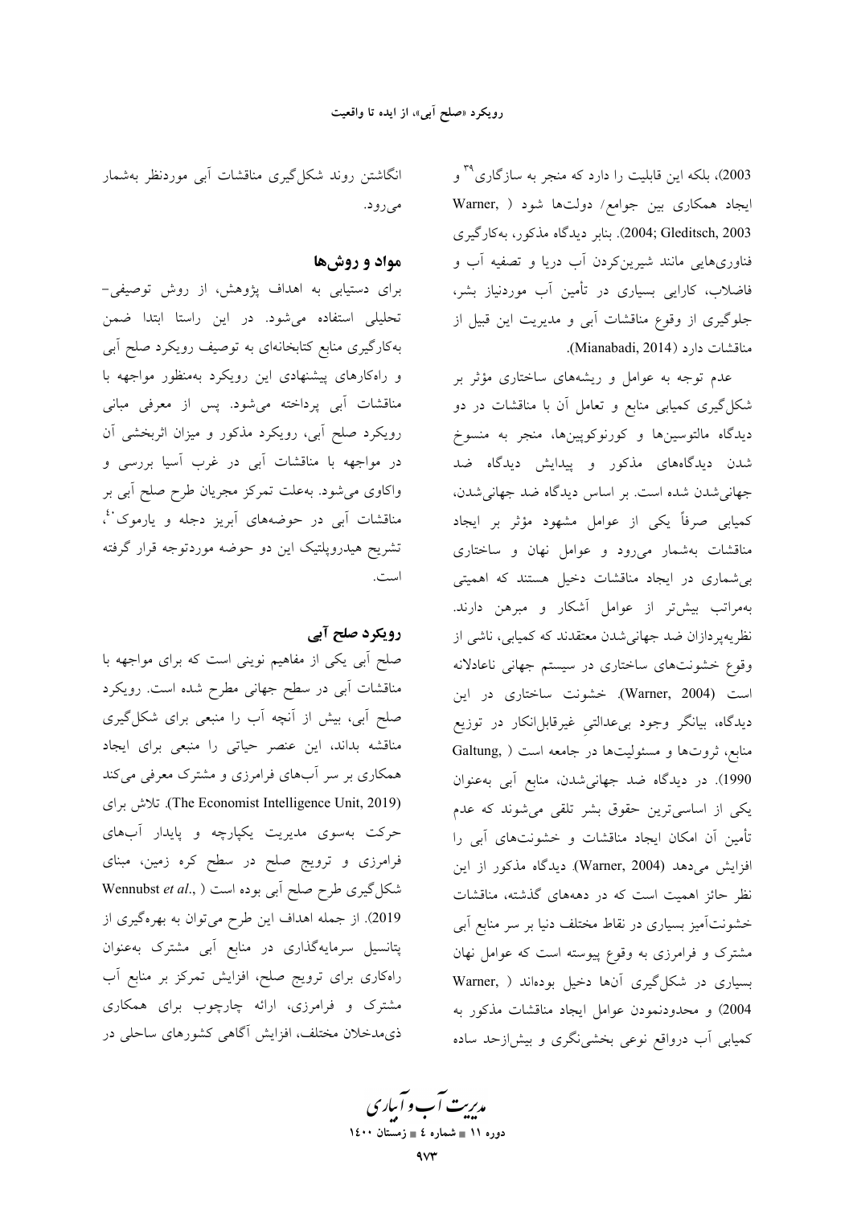2003)، بلکه این قابلیت را دارد که منجر به سازگاری[39] و ایجاد همکاری بین جوامع/ دولت‌ها شود ( Warner, 2004; Gleditsch, 2003). بنابر دیدگاه مذکور، به‌کارگیری فناوری‌هایی مانند شیرین‌کردن آب دریا و تصفیه آب و فاضلاب، کارایی بسیاری در تأمین آب موردنیاز بشر، جلوگیری از وقوع مناقشات آبی و مدیریت این قبیل از مناقشات دارد (Mianabadi, 2014).

عدم توجه به عوامل و ریشه‌های ساختاری مؤثر بر شکل‌گیری کمیابی منابع و تعامل آن با مناقشات در دو دیدگاه مالتوسین‌ها و کورنوکوپین‌ها، منجر به منسوخ شدن دیدگاه‌های مذکور و پیدایش دیدگاه ضد جهانی‌شدن شده است. بر اساس دیدگاه ضد جهانی‌شدن، کمیابی صرفاً یکی از عوامل مشهود مؤثر بر ایجاد مناقشات به‌شمار می‌رود و عوامل نهان و ساختاری بی‌شماری در ایجاد مناقشات دخیل هستند که اهمیتی به‌مراتب بیش‌تر از عوامل آشکار و مبرهن دارند. نظریه‌پردازان ضد جهانی‌شدن معتقدند که کمیابی، ناشی از وقوع خشونت‌های ساختاری در سیستم جهانی ناعادلانه است (Warner, 2004). خشونت ساختاری در این دیدگاه، بیانگر وجود بی‌عدالتیِ غیرقابل‌انکار در توزیع منابع، ثروت‌ها و مسئولیت‌ها در جامعه است ( Galtung, 1990). در دیدگاه ضد جهانی‌شدن، منابع آبی به‌عنوان یکی از اساسی‌ترین حقوق بشر تلقی می‌شوند که عدم تأمین آن امکان ایجاد مناقشات و خشونت‌های آبی را افزایش می‌دهد (Warner, 2004). دیدگاه مذکور از این نظر حائز اهمیت است که در دهه‌های گذشته، مناقشات خشونت‌آمیز بسیاری در نقاط مختلف دنیا بر سر منابع آبی مشترک و فرامرزی به وقوع پیوسته است که عوامل نهان بسیاری در شکل‌گیری آن‌ها دخیل بوده‌اند ( Warner, 2004) و محدودنمودن عوامل ایجاد مناقشات مذکور به کمیابی آب درواقع نوعی بخشی‌نگری و بیش‌ازحد ساده انگاشتن روند شکل‌گیری مناقشات آبی موردنظر به‌شمار می‌رود.

## مواد و روش‌ها

برای دستیابی به اهداف پژوهش، از روش توصیفی-تحلیلی استفاده می‌شود. در این راستا ابتدا ضمن به‌کارگیری منابع کتابخانه‌ای به توصیف رویکرد صلح آبی و راه‌کارهای پیشنهادی این رویکرد به‌منظور مواجهه با مناقشات آبی پرداخته می‌شود. پس از معرفی مبانی رویکرد صلح آبی، رویکرد مذکور و میزان اثربخشی آن در مواجهه با مناقشات آبی در غرب آسیا بررسی و واکاوی می‌شود. به‌علت تمرکز مجریان طرح صلح آبی بر مناقشات آبی در حوضه‌های آبریز دجله و یارموک[40]، تشریح هیدروپلتیک این دو حوضه موردتوجه قرار گرفته است.

## رویکرد صلح آبی

صلح آبی یکی از مفاهیم نوینی است که برای مواجهه با مناقشات آبی در سطح جهانی مطرح شده است. رویکرد صلح آبی، بیش از آنچه آب را منبعی برای شکل‌گیری مناقشه بداند، این عنصر حیاتی را منبعی برای ایجاد همکاری بر سر آب‌های فرامرزی و مشترک معرفی می‌کند (The Economist Intelligence Unit, 2019). تلاش برای حرکت به‌سوی مدیریت یکپارچه و پایدار آب‌های فرامرزی و ترویج صلح در سطح کره زمین، مبنای شکل‌گیری طرح صلح آبی بوده است ( Wennubst *et al*., 2019). از جمله اهداف این طرح می‌توان به بهره‌گیری از پتانسیل سرمایه‌گذاری در منابع آبی مشترک به‌عنوان راه‌کاری برای ترویج صلح، افزایش تمرکز بر منابع آب مشترک و فرامرزی، ارائه چارچوب برای همکاری ذی‌مدخلان مختلف، افزایش آگاهی کشورهای ساحلی در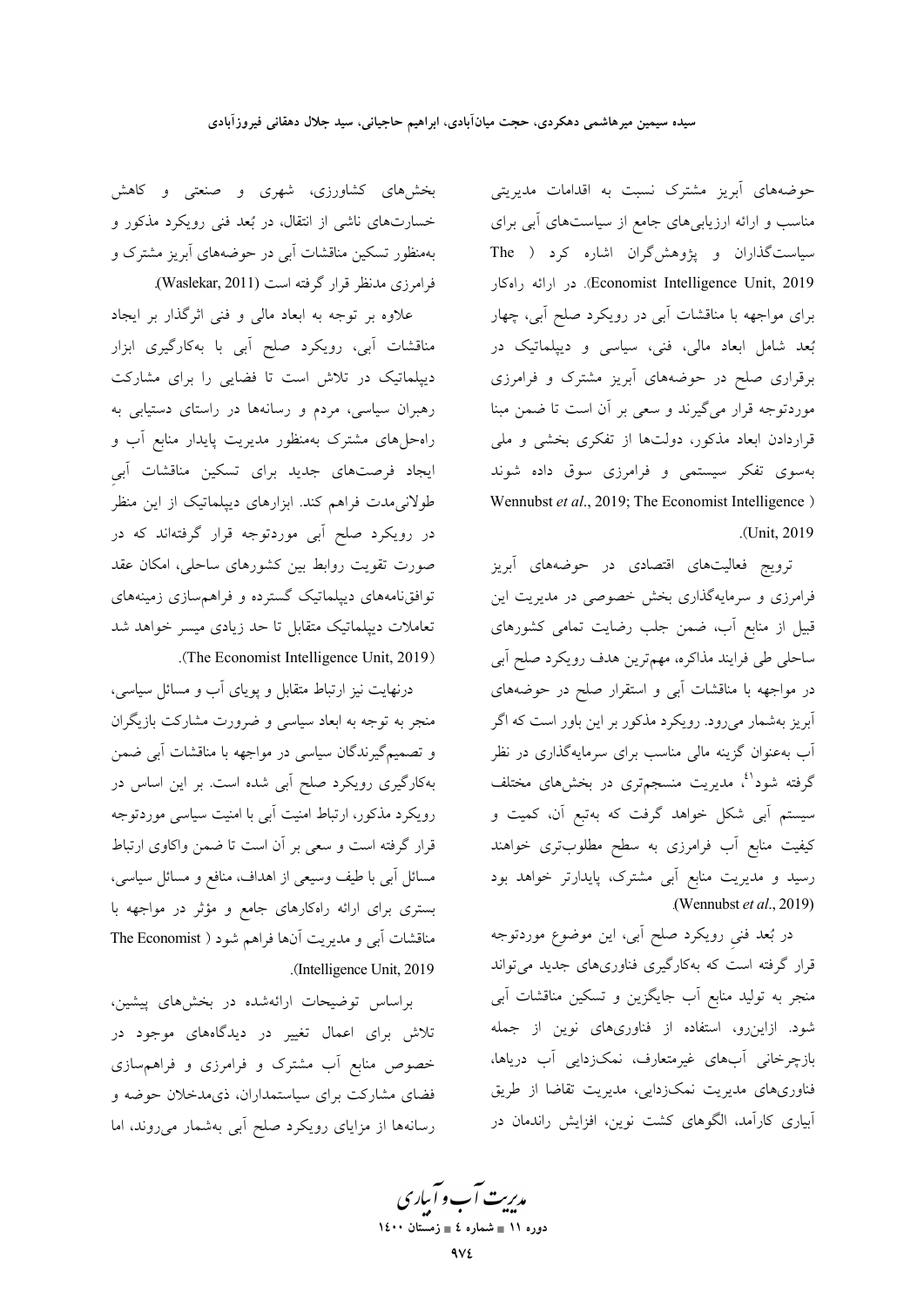حوضه‌های آبریز مشترک نسبت به اقدامات مدیریتی مناسب و ارائه ارزیابی‌های جامع از سیاست‌های آبی برای سیاست‌گذاران و پژوهش‌گران اشاره کرد (The Economist Intelligence Unit, 2019). در ارائه راه‌کار برای مواجهه با مناقشات آبی در رویکرد صلح آبی، چهار بُعد شامل ابعاد مالی، فنی، سیاسی و دیپلماتیک در برقراری صلح در حوضه‌های آبریز مشترک و فرامرزی موردتوجه قرار می‌گیرند و سعی بر آن است تا ضمن مبنا قراردادن ابعاد مذکور، دولت‌ها از تفکری بخشی و ملی به‌سوی تفکر سیستمی و فرامرزی سوق داده شوند (Wennubst *et al*., 2019; The Economist Intelligence Unit, 2019).

ترویج فعالیت‌های اقتصادی در حوضه‌های آبریز فرامرزی و سرمایه‌گذاری بخش خصوصی در مدیریت این قبیل از منابع آب، ضمن جلب رضایت تمامی کشورهای ساحلی طی فرایند مذاکره، مهم‌ترین هدف رویکرد صلح آبی در مواجهه با مناقشات آبی و استقرار صلح در حوضه‌های آبریز به‌شمار می‌رود. رویکرد مذکور بر این باور است که اگر آب به‌عنوان گزینه مالی مناسب برای سرمایه‌گذاری در نظر گرفته شود[41]، مدیریت منسجم‌تری در بخش‌های مختلف سیستم آبی شکل خواهد گرفت که به‌تبع آن، کمیت و کیفیت منابع آب فرامرزی به سطح مطلوب‌تری خواهند رسید و مدیریت منابع آبی مشترک، پایدارتر خواهد بود (Wennubst *et al*., 2019).

در بُعد فنی رویکرد صلح آبی، این موضوع موردتوجه قرار گرفته است که به‌کارگیری فناوری‌های جدید می‌تواند منجر به تولید منابع آب جایگزین و تسکین مناقشات آبی شود. ازاین‌رو، استفاده از فناوری‌های نوین از جمله بازچرخانی آب‌های غیرمتعارف، نمک‌زدایی آب دریاها، فناوری‌های مدیریت نمک‌زدایی، مدیریت تقاضا از طریق آبیاری کارآمد، الگوهای کشت نوین، افزایش راندمان در بخش‌های کشاورزی، شهری و صنعتی و کاهش خسارت‌های ناشی از انتقال، در بُعد فنی رویکرد مذکور و به‌منظور تسکین مناقشات آبی در حوضه‌های آبریز مشترک و فرامرزی مدنظر قرار گرفته است (Waslekar, 2011).

علاوه بر توجه به ابعاد مالی و فنی اثرگذار بر ایجاد مناقشات آبی، رویکرد صلح آبی با به‌کارگیری ابزار دیپلماتیک در تلاش است تا فضایی را برای مشارکت رهبران سیاسی، مردم و رسانه‌ها در راستای دستیابی به راه‌حل‌های مشترک به‌منظور مدیریت پایدار منابع آب و ایجاد فرصت‌های جدید برای تسکین مناقشات آبیِ طولانی‌مدت فراهم کند. ابزارهای دیپلماتیک از این منظر در رویکرد صلح آبی موردتوجه قرار گرفته‌اند که در صورت تقویت روابط بین کشورهای ساحلی، امکان عقد توافق‌نامه‌های دیپلماتیک گسترده و فراهم‌سازی زمینه‌های تعاملات دیپلماتیک متقابل تا حد زیادی میسر خواهد شد (The Economist Intelligence Unit, 2019).

درنهایت نیز ارتباط متقابل و پویای آب و مسائل سیاسی، منجر به توجه به ابعاد سیاسی و ضرورت مشارکت بازیگران و تصمیم‌گیرندگان سیاسی در مواجهه با مناقشات آبی ضمن به‌کارگیری رویکرد صلح آبی شده است. بر این اساس در رویکرد مذکور، ارتباط امنیت آبی با امنیت سیاسی موردتوجه قرار گرفته است و سعی بر آن است تا ضمن واکاوی ارتباط مسائل آبی با طیف وسیعی از اهداف، منافع و مسائل سیاسی، بستری برای ارائه راه‌کارهای جامع و مؤثر در مواجهه با مناقشات آبی و مدیریت آن‌ها فراهم شود (The Economist Intelligence Unit, 2019).

براساس توضیحات ارائه‌شده در بخش‌های پیشین، تلاش برای اعمال تغییر در دیدگاه‌های موجود در خصوص منابع آب مشترک و فرامرزی و فراهم‌سازی فضای مشارکت برای سیاستمداران، ذی‌مدخلان حوضه و رسانه‌ها از مزایای رویکرد صلح آبی به‌شمار می‌روند، اما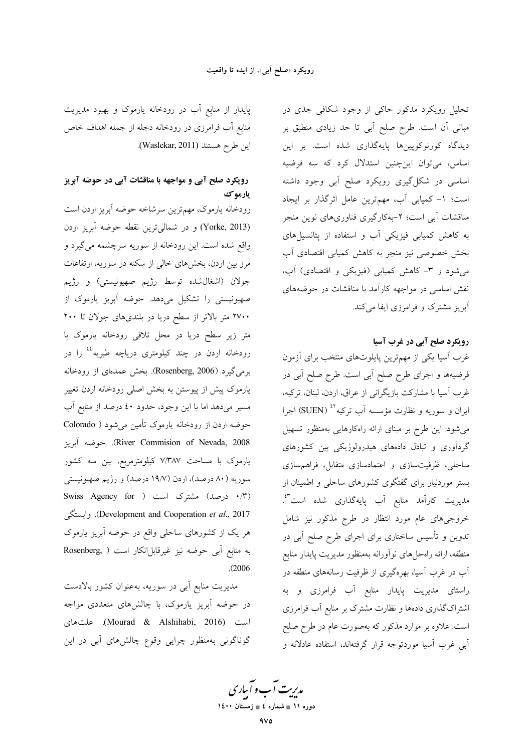تحلیل رویکرد مذکور حاکی از وجود شکافی جدی در مبانی آن است. طرح صلح آبی تا حد زیادی منطبق بر دیدگاه کورنوکوپین‌ها پایه‌گذاری شده است. بر این اساس، می‌توان این‌چنین استدلال کرد که سه فرضیه اساسی در شکل‌گیری رویکرد صلح آبی وجود داشته است؛ ۱- کمیابی آب، مهم‌ترین عامل اثرگذار بر ایجاد مناقشات آبی است؛ ۲-به‌کارگیری فناوری‌های نوین منجر به کاهش کمیابی فیزیکی آب و استفاده از پتانسیل‌های بخش خصوصی نیز منجر به کاهش کمیابی اقتصادی آب می‌شود و ۳- کاهش کمیابی (فیزیکی و اقتصادی) آب، نقش اساسی در مواجهه کارآمد با مناقشات در حوضه‌های آبریز مشترک و فرامرزی ایفا می‌کند.

## رویکرد صلح آبی در غرب آسیا

غرب آسیا یکی از مهم‌ترین پایلوت‌های منتخب برای آزمون فرضیه‌ها و اجرای طرح صلح آبی است. طرح صلح آبی در غرب آسیا با مشارکت بازیگرانی از عراق، اردن، لبنان، ترکیه، ایران و سوریه و نظارت مؤسسه آب ترکیه[42] (SUEN) اجرا می‌شود. این طرح بر مبنای ارائه راهکارهایی به‌منظور تسهیل گردآوری و تبادل داده‌های هیدرولوژیکی بین کشورهای ساحلی، ظرفیت‌سازی و اعتمادسازی متقابل، فراهم‌سازی بستر موردنیاز برای گفتگوی کشورهای ساحلی و اطمینان از مدیریت کارآمد منابع آب پایه‌گذاری شده است[43]. خروجی‌های عام مورد انتظار در طرح مذکور نیز شامل تدوین و تأسیس ساختاری برای اجرای طرح صلح آبی در منطقه، ارائه راه‌حل‌های نوآورانه به‌منظور مدیریت پایدار منابع آب در غرب آسیا، بهره‌گیری از ظرفیت رسانه‌های منطقه در راستای مدیریت پایدار منابع آب فرامرزی و به اشتراک‌گذاری داده‌ها و نظارت مشترک بر منابع آب فرامرزی است. علاوه بر موارد مذکور که به‌صورت عام در طرح صلح آبیِ غرب آسیا موردتوجه قرار گرفته‌اند، استفاده عادلانه و پایدار از منابع آب در رودخانه یارموک و بهبود مدیریت منابع آب فرامرزی در رودخانه دجله از جمله اهداف خاص این طرح هستند (Waslekar, 2011).

## رویکرد صلح آبی و مواجهه با مناقشات آبی در حوضه آبریز یارموک

رودخانه یارموک، مهم‌ترین سرشاخه حوضه آبریز اردن است (Yorke, 2013) و در شمالی‌ترین نقطه حوضه آبریز اردن واقع شده است. این رودخانه از سوریه سرچشمه می‌گیرد و مرز بین اردن، بخش‌های خالی از سکنه در سوریه، ارتفاعات جولان (اشغال‌شده توسط رژیم صهیونیستی) و رژیم صهیونیستی را تشکیل می‌دهد. حوضه آبریز یارموک از ۲۷۰۰ متر بالاتر از سطح دریا در بلندی‌های جولان تا ۲۰۰ متر زیر سطح دریا در محل تلاقی رودخانه یارموک با رودخانه اردن در چند کیلومتری دریاچه طبریه[44] را در برمی‌گیرد (Rosenberg, 2006). بخش عمده‌ای از رودخانه یارموک پیش از پیوستن به بخش اصلی رودخانه اردن تغییر مسیر می‌دهد اما با این وجود، حدود ۴۰ درصد از منابع آب حوضه اردن از رودخانه یارموک تأمین می‌شود (Colorado River Commision of Nevada, 2008). حوضه آبریز یارموک با مساحت ۷/۳۸۷ کیلومترمربع، بین سه کشور سوریه (۸۰ درصد)، اردن (۱۹/۷ درصد) و رژیم صهیونیستی (۰/۳ درصد) مشترک است (Swiss Agency for Development and Cooperation *et al*., 2017). وابستگی هر یک از کشورهای ساحلی واقع در حوضه آبریز یارموک به منابع آبی حوضه نیز غیرقابل‌انکار است (Rosenberg, 2006).

مدیریت منابع آب در سوریه، به‌عنوان کشور بالادست در حوضه آبریز یارموک، با چالش‌های متعددی مواجه است (Mourad & Alshihabi, 2016). علت‌های گوناگونی به‌منظور چرایی وقوع چالش‌های آبی در این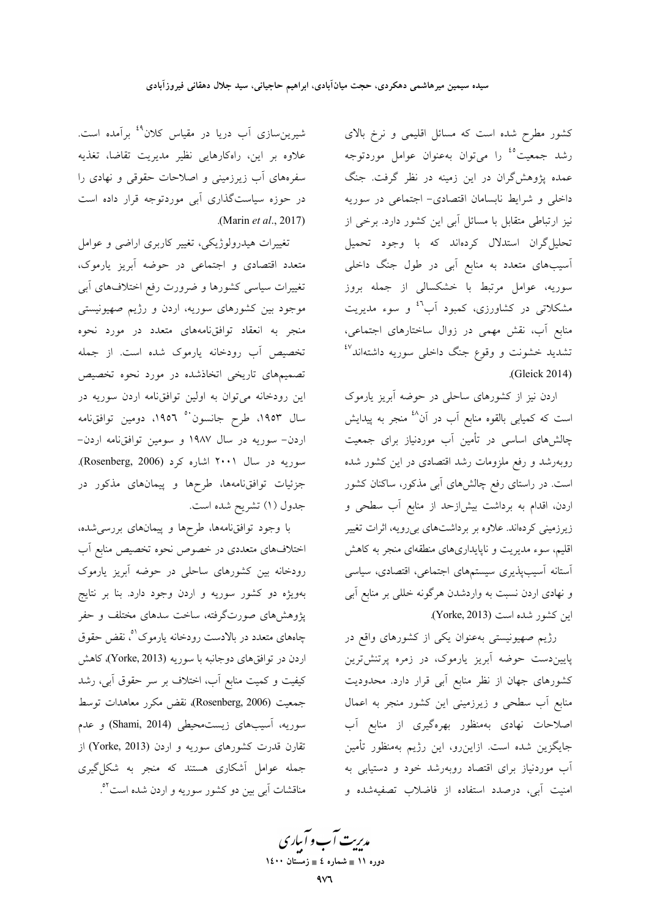کشور مطرح شده است که مسائل اقلیمی و نرخ بالای رشد جمعیت[45] را می‌توان به‌عنوان عوامل موردتوجه عمده پژوهشگران در این زمینه در نظر گرفت. جنگ داخلی و شرایط نابسامان اقتصادی- اجتماعی در سوریه نیز ارتباطی متقابل با مسائل آبی این کشور دارد. برخی از تحلیل‌گران استدلال کرده‌اند که با وجود تحمیل آسیب‌های متعدد به منابع آبی در طول جنگ داخلی سوریه، عوامل مرتبط با خشکسالی از جمله بروز مشکلاتی در کشاورزی، کمبود آب[46] و سوء مدیریت منابع آب، نقش مهمی در زوال ساختارهای اجتماعی، تشدید خشونت و وقوع جنگ داخلی سوریه داشته‌اند[47] (Gleick 2014).

اردن نیز از کشورهای ساحلی در حوضه آبریز یارموک است که کمیابی بالقوه منابع آب در آن[48] منجر به پیدایش چالش‌های اساسی در تأمین آب موردنیاز برای جمعیت روبه‌رشد و رفع ملزومات رشد اقتصادی در این کشور شده است. در راستای رفع چالش‌های آبی مذکور، ساکنان کشور اردن، اقدام به برداشت بیش‌ازحد از منابع آب سطحی و زیرزمینی کرده‌اند. علاوه بر برداشت‌های بی‌رویه، اثرات تغییر اقلیم، سوء مدیریت و ناپایداری‌های منطقه‌ای منجر به کاهش آستانه آسیب‌پذیری سیستم‌های اجتماعی، اقتصادی، سیاسی و نهادی اردن نسبت به واردشدن هرگونه خللی بر منابع آبی این کشور شده است (Yorke, 2013).

رژیم صهیونیستی به‌عنوان یکی از کشورهای واقع در پایین‌دست حوضه آبریز یارموک، در زمره پرتنش‌ترین کشورهای جهان از نظر منابع آبی قرار دارد. محدودیت منابع آب سطحی و زیرزمینی این کشور منجر به اعمال اصلاحات نهادی به‌منظور بهره‌گیری از منابع آب جایگزین شده است. ازاین‌رو، این رژیم به‌منظور تأمین آب موردنیاز برای اقتصاد روبه‌رشد خود و دستیابی به امنیت آبی، درصدد استفاده از فاضلاب تصفیه‌شده و شیرین‌سازی آب دریا در مقیاس کلان[49] برآمده است. علاوه بر این، راه‌کارهایی نظیر مدیریت تقاضا، تغذیه سفره‌های آب زیرزمینی و اصلاحات حقوقی و نهادی را در حوزه سیاست‌گذاری آبی موردتوجه قرار داده است (Marin *et al.*, 2017).

تغییرات هیدرولوژیکی، تغییر کاربری اراضی و عوامل متعدد اقتصادی و اجتماعی در حوضه آبریز یارموک، تغییرات سیاسی کشورها و ضرورت رفع اختلاف‌های آبی موجود بین کشورهای سوریه، اردن و رژیم صهیونیستی منجر به انعقاد توافق‌نامه‌های متعدد در مورد نحوه تخصیص آب رودخانه یارموک شده است. از جمله تصمیم‌های تاریخی اتخاذشده در مورد نحوه تخصیص این رودخانه می‌توان به اولین توافق‌نامه اردن سوریه در سال ۱۹۵۳، طرح جانسون[50] ۱۹۵۶، دومین توافق‌نامه اردن- سوریه در سال ۱۹۸۷ و سومین توافق‌نامه اردن- سوریه در سال ۲۰۰۱ اشاره کرد (Rosenberg, 2006). جزئیات توافق‌نامه‌ها، طرح‌ها و پیمان‌های مذکور در جدول (۱) تشریح شده است.

با وجود توافق‌نامه‌ها، طرح‌ها و پیمان‌های بررسی‌شده، اختلاف‌های متعددی در خصوص نحوه تخصیص منابع آب رودخانه بین کشورهای ساحلی در حوضه آبریز یارموک به‌ویژه دو کشور سوریه و اردن وجود دارد. بنا بر نتایج پژوهش‌های صورت‌گرفته، ساخت سدهای مختلف و حفر چاه‌های متعدد در بالادست رودخانه یارموک[51]، نقض حقوق اردن در توافق‌های دوجانبه با سوریه (Yorke, 2013)، کاهش کیفیت و کمیت منابع آب، اختلاف بر سر حقوق آبی، رشد جمعیت (Rosenberg, 2006)، نقض مکرر معاهدات توسط سوریه، آسیب‌های زیست‌محیطی (Shami, 2014) و عدم تقارن قدرت کشورهای سوریه و اردن (Yorke, 2013) از جمله عوامل آشکاری هستند که منجر به شکل‌گیری مناقشات آبی بین دو کشور سوریه و اردن شده است[52].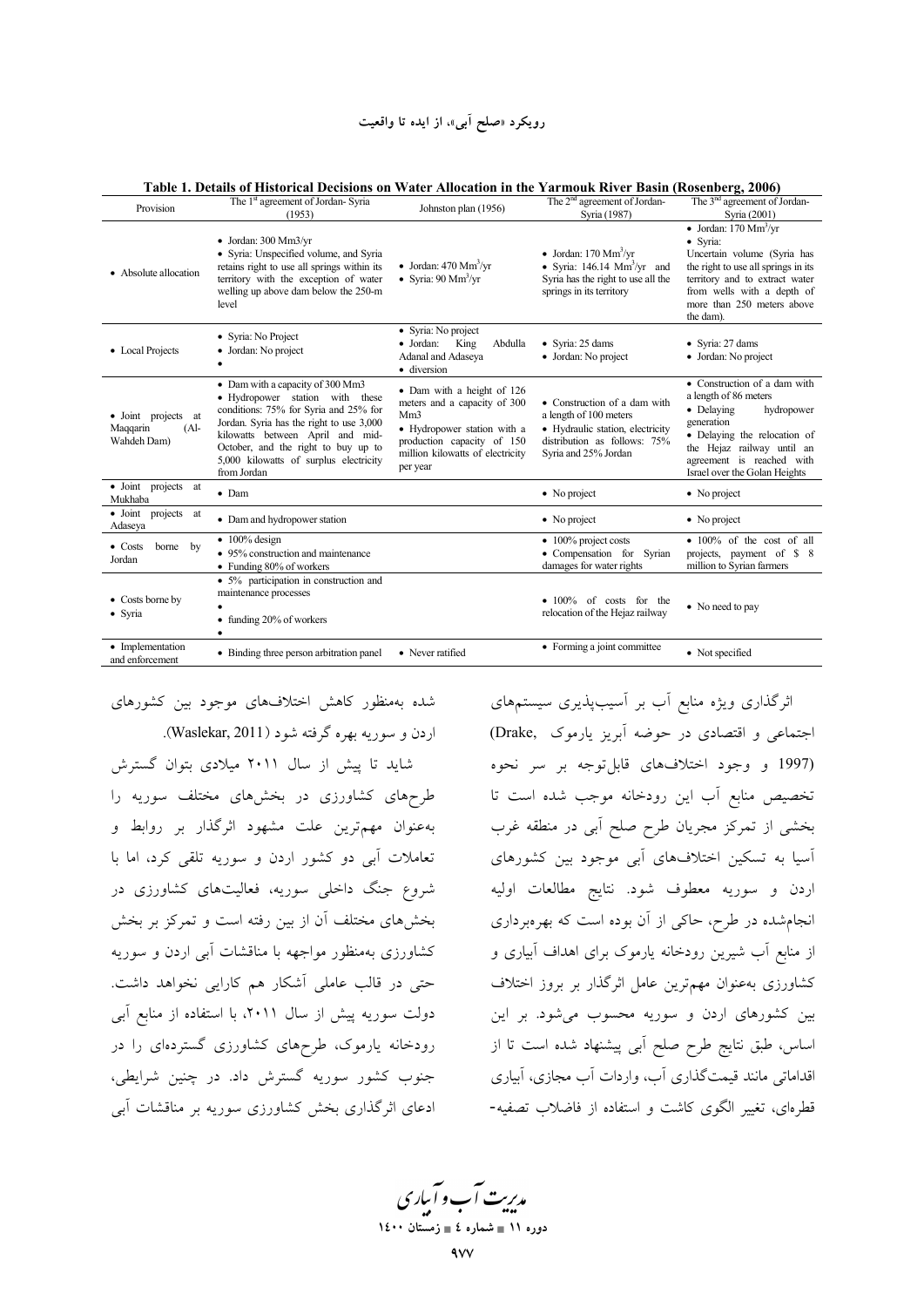**Table 1. Details of Historical Decisions on Water Allocation in the Yarmouk River Basin (Rosenberg, 2006)**

| Provision | The 1st agreement of Jordan- Syria (1953) | Johnston plan (1956) | The 2nd agreement of Jordan-Syria (1987) | The 3rd agreement of Jordan-Syria (2001) |
|---|---|---|---|---|
| • Absolute allocation | • Jordan: 300 Mm3/yr<br>• Syria: Unspecified volume, and Syria retains right to use all springs within its territory with the exception of water welling up above dam below the 250-m level | • Jordan: 470 $Mm^3$/yr<br>• Syria: 90 $Mm^3$/yr | • Jordan: 170 $Mm^3$/yr<br>• Syria: 146.14 $Mm^3$/yr and Syria has the right to use all the springs in its territory | • Jordan: 170 $Mm^3$/yr<br>• Syria: Uncertain volume (Syria has the right to use all springs in its territory and to extract water from wells with a depth of more than 250 meters above the dam). |
| • Local Projects | • Syria: No Project<br>• Jordan: No project<br>• | • Syria: No project<br>• Jordan: King Abdulla Adanal and Adaseya<br>• diversion | • Syria: 25 dams<br>• Jordan: No project | • Syria: 27 dams<br>• Jordan: No project |
| • Joint projects at Maqqarin (Al-Wahdeh Dam) | • Dam with a capacity of 300 Mm3<br>• Hydropower station with these conditions: 75% for Syria and 25% for Jordan. Syria has the right to use 3,000 kilowatts between April and mid-October, and the right to buy up to 5,000 kilowatts of surplus electricity from Jordan | • Dam with a height of 126 meters and a capacity of 300 Mm3<br>• Hydropower station with a production capacity of 150 million kilowatts of electricity per year | • Construction of a dam with a length of 100 meters<br>• Hydraulic station, electricity distribution as follows: 75% Syria and 25% Jordan | • Construction of a dam with a length of 86 meters<br>• Delaying hydropower generation<br>• Delaying the relocation of the Hejaz railway until an agreement is reached with Israel over the Golan Heights |
| • Joint projects at Mukhaba | • Dam | | • No project | • No project |
| • Joint projects at Adaseya | • Dam and hydropower station | | • No project | • No project |
| • Costs borne by Jordan | • 100% design<br>• 95% construction and maintenance<br>• Funding 80% of workers | | • 100% project costs<br>• Compensation for Syrian damages for water rights | • 100% of the cost of all projects, payment of $ 8 million to Syrian farmers |
| • Costs borne by<br>• Syria | • 5% participation in construction and maintenance processes<br>•<br>• funding 20% of workers<br>• | | • 100% of costs for the relocation of the Hejaz railway | • No need to pay |
| • Implementation and enforcement | • Binding three person arbitration panel | • Never ratified | • Forming a joint committee | • Not specified |

اثرگذاری ویژه منابع آب بر آسیب‌پذیری سیستم‌های اجتماعی و اقتصادی در حوضه آبریز یارموک (Drake, 1997) و وجود اختلاف‌های قابل‌توجه بر سر نحوه تخصیص منابع آب این رودخانه موجب شده است تا بخشی از تمرکز مجریان طرح صلح آبی در منطقه غرب آسیا به تسکین اختلاف‌های آبی موجود بین کشورهای اردن و سوریه معطوف شود. نتایج مطالعات اولیه انجام‌شده در طرح، حاکی از آن بوده است که بهره‌برداری از منابع آب شیرین رودخانه یارموک برای اهداف آبیاری و کشاورزی به‌عنوان مهم‌ترین عامل اثرگذار بر بروز اختلاف بین کشورهای اردن و سوریه محسوب می‌شود. بر این اساس، طبق نتایج طرح صلح آبی پیشنهاد شده است تا از اقداماتی مانند قیمت‌گذاری آب، واردات آب مجازی، آبیاری قطره‌ای، تغییر الگوی کاشت و استفاده از فاضلاب تصفیه‌شده به‌منظور کاهش اختلاف‌های موجود بین کشورهای اردن و سوریه بهره گرفته شود (Waslekar, 2011).

شاید تا پیش از سال ۲۰۱۱ میلادی بتوان گسترش طرح‌های کشاورزی در بخش‌های مختلف سوریه را به‌عنوان مهم‌ترین علت مشهود اثرگذار بر روابط و تعاملات آبی دو کشور اردن و سوریه تلقی کرد، اما با شروع جنگ داخلی سوریه، فعالیت‌های کشاورزی در بخش‌های مختلف آن از بین رفته است و تمرکز بر بخش کشاورزی به‌منظور مواجهه با مناقشات آبی اردن و سوریه حتی در قالب عاملی آشکار هم کارایی نخواهد داشت. دولت سوریه پیش از سال ۲۰۱۱، با استفاده از منابع آبی رودخانه یارموک، طرح‌های کشاورزی گسترده‌ای را در جنوب کشور سوریه گسترش داد. در چنین شرایطی، ادعای اثرگذاری بخش کشاورزی سوریه بر مناقشات آبی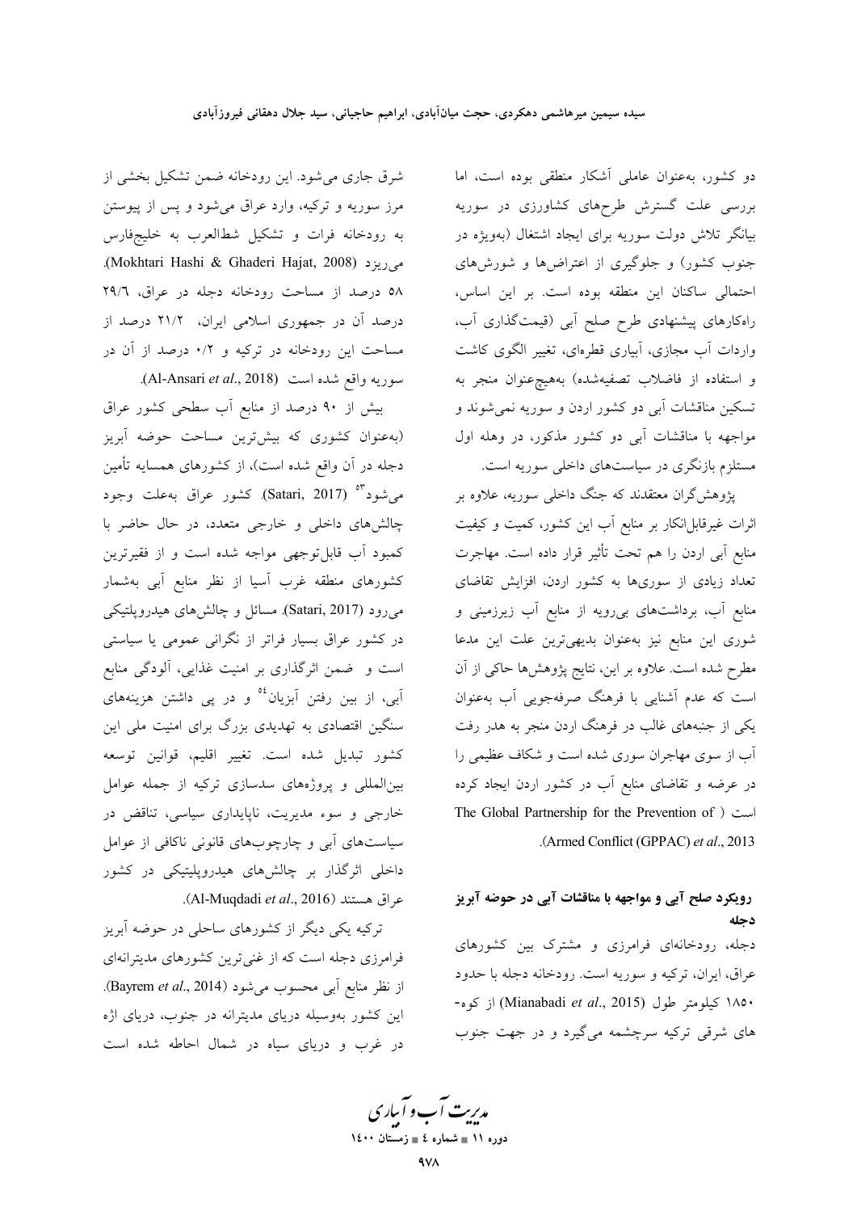دو کشور، به‌عنوان عاملی آشکار منطقی بوده است، اما بررسی علت گسترش طرح‌های کشاورزی در سوریه بیانگر تلاش دولت سوریه برای ایجاد اشتغال (به‌ویژه در جنوب کشور) و جلوگیری از اعتراض‌ها و شورش‌های احتمالی ساکنان این منطقه بوده است. بر این اساس، راهکارهای پیشنهادی طرح صلح آبی (قیمت‌گذاری آب، واردات آب مجازی، آبیاری قطره‌ای، تغییر الگوی کاشت و استفاده از فاضلاب تصفیه‌شده) به‌هیچ‌عنوان منجر به تسکین مناقشات آبی دو کشور اردن و سوریه نمی‌شوند و مواجهه با مناقشات آبی دو کشور مذکور، در وهله اول مستلزم بازنگری در سیاست‌های داخلی سوریه است.

پژوهش‌گران معتقدند که جنگ داخلی سوریه، علاوه بر اثرات غیرقابل‌انکار بر منابع آب این کشور، کمیت و کیفیت منابع آبی اردن را هم تحت تأثیر قرار داده است. مهاجرت تعداد زیادی از سوری‌ها به کشور اردن، افزایش تقاضای منابع آب، برداشت‌های بی‌رویه از منابع آب زیرزمینی و شوری این منابع نیز به‌عنوان بدیهی‌ترین علت این مدعا مطرح شده است. علاوه بر این، نتایج پژوهش‌ها حاکی از آن است که عدم آشنایی با فرهنگ صرفه‌جویی آب به‌عنوان یکی از جنبه‌های غالب در فرهنگ اردن منجر به هدر رفت آب از سوی مهاجران سوری شده است و شکاف عظیمی را در عرضه و تقاضای منابع آب در کشور اردن ایجاد کرده است (The Global Partnership for the Prevention of Armed Conflict (GPPAC) *et al*., 2013).

## رویکرد صلح آبی و مواجهه با مناقشات آبی در حوضه آبریز دجله

دجله، رودخانه‌ای فرامرزی و مشترک بین کشورهای عراق، ایران، ترکیه و سوریه است. رودخانه دجله با حدود ۱۸۵۰ کیلومتر طول (Mianabadi *et al*., 2015) از کوه‌های شرقی ترکیه سرچشمه می‌گیرد و در جهت جنوب شرق جاری می‌شود. این رودخانه ضمن تشکیل بخشی از مرز سوریه و ترکیه، وارد عراق می‌شود و پس از پیوستن به رودخانه فرات و تشکیل شط‌العرب به خلیج‌فارس می‌ریزد (Mokhtari Hashi & Ghaderi Hajat, 2008). ۵۸ درصد از مساحت رودخانه دجله در عراق، ۲۹/۶ درصد آن در جمهوری اسلامی ایران، ۲۱/۲ درصد از مساحت این رودخانه در ترکیه و ۰/۲ درصد از آن در سوریه واقع شده است (Al-Ansari *et al*., 2018).

بیش از ۹۰ درصد از منابع آب سطحی کشور عراق (به‌عنوان کشوری که بیش‌ترین مساحت حوضه آبریز دجله در آن واقع شده است)، از کشورهای همسایه تأمین می‌شود[53] (Satari, 2017). کشور عراق به‌علت وجود چالش‌های داخلی و خارجی متعدد، در حال حاضر با کمبود آب قابل‌توجهی مواجه شده است و از فقیرترین کشورهای منطقه غرب آسیا از نظر منابع آبی به‌شمار می‌رود (Satari, 2017). مسائل و چالش‌های هیدروپلتیکی در کشور عراق بسیار فراتر از نگرانی عمومی یا سیاسی است و ضمن اثرگذاری بر امنیت غذایی، آلودگی منابع آبی، از بین رفتن آبزیان[54] و در پی داشتن هزینه‌های سنگین اقتصادی به تهدیدی بزرگ برای امنیت ملی این کشور تبدیل شده است. تغییر اقلیم، قوانین توسعه بین‌المللی و پروژه‌های سدسازی ترکیه از جمله عوامل خارجی و سوء مدیریت، ناپایداری سیاسی، تناقض در سیاست‌های آبی و چارچوب‌های قانونی ناکافی از عوامل داخلی اثرگذار بر چالش‌های هیدروپلیتیکی در کشور عراق هستند (Al-Muqdadi *et al*., 2016).

ترکیه یکی دیگر از کشورهای ساحلی در حوضه آبریز فرامرزی دجله است که از غنی‌ترین کشورهای مدیترانه‌ای از نظر منابع آبی محسوب می‌شود (Bayrem *et al*., 2014). این کشور به‌وسیله دریای مدیترانه در جنوب، دریای اژه در غرب و دریای سیاه در شمال احاطه شده است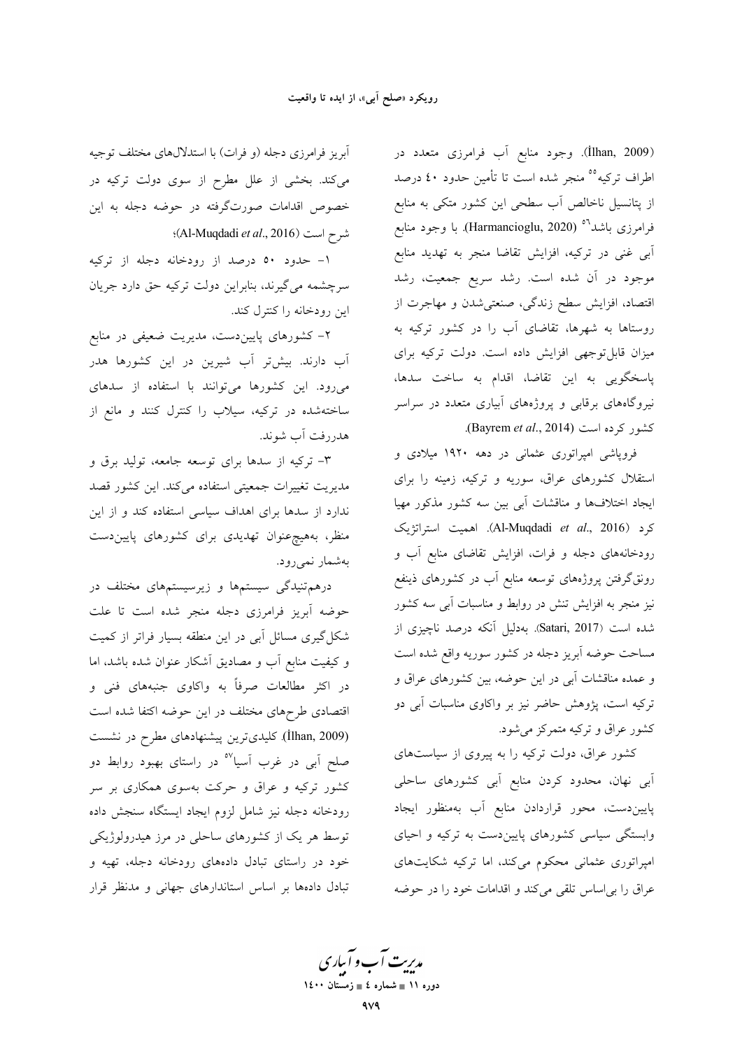(İlhan, 2009). وجود منابع آب فرامرزی متعدد در اطراف ترکیه[55] منجر شده است تا تأمین حدود ۴۰ درصد از پتانسیل ناخالص آب سطحی این کشور متکی به منابع فرامرزی باشد[56] (Harmancioglu, 2020). با وجود منابع آبی غنی در ترکیه، افزایش تقاضا منجر به تهدید منابع موجود در آن شده است. رشد سریع جمعیت، رشد اقتصاد، افزایش سطح زندگی، صنعتی‌شدن و مهاجرت از روستاها به شهرها، تقاضای آب را در کشور ترکیه به میزان قابل‌توجهی افزایش داده است. دولت ترکیه برای پاسخگویی به این تقاضا، اقدام به ساخت سدها، نیروگاه‌های برقابی و پروژه‌های آبیاری متعدد در سراسر کشور کرده است (Bayrem *et al*., 2014).

فروپاشی امپراتوری عثمانی در دهه ۱۹۲۰ میلادی و استقلال کشورهای عراق، سوریه و ترکیه، زمینه را برای ایجاد اختلاف‌ها و مناقشات آبی بین سه کشور مذکور مهیا کرد (Al-Muqdadi *et al*., 2016). اهمیت استراتژیک رودخانه‌های دجله و فرات، افزایش تقاضای منابع آب و رونق‌گرفتن پروژه‌های توسعه منابع آب در کشورهای ذینفع نیز منجر به افزایش تنش در روابط و مناسبات آبی سه کشور شده است (Satari, 2017). به‌دلیل آنکه درصد ناچیزی از مساحت حوضه آبریز دجله در کشور سوریه واقع شده است و عمده مناقشات آبی در این حوضه، بین کشورهای عراق و ترکیه است، پژوهش حاضر نیز بر واکاوی مناسبات آبی دو کشور عراق و ترکیه متمرکز می‌شود.

کشور عراق، دولت ترکیه را به پیروی از سیاست‌های آبی نهان، محدود کردن منابع آبی کشورهای ساحلی پایین‌دست، محور قراردادن منابع آب به‌منظور ایجاد وابستگی سیاسی کشورهای پایین‌دست به ترکیه و احیای امپراتوری عثمانی محکوم می‌کند، اما ترکیه شکایت‌های عراق را بی‌اساس تلقی می‌کند و اقدامات خود را در حوضه آبریز فرامرزی دجله (و فرات) با استدلال‌های مختلف توجیه می‌کند. بخشی از علل مطرح از سوی دولت ترکیه در خصوص اقدامات صورت‌گرفته در حوضه دجله به این شرح است (Al-Muqdadi *et al*., 2016)؛

۱- حدود ۵۰ درصد از رودخانه دجله از ترکیه سرچشمه می‌گیرند، بنابراین دولت ترکیه حق دارد جریان این رودخانه را کنترل کند.

۲- کشورهای پایین‌دست، مدیریت ضعیفی در منابع آب دارند. بیش‌تر آب شیرین در این کشورها هدر می‌رود. این کشورها می‌توانند با استفاده از سدهای ساخته‌شده در ترکیه، سیلاب را کنترل کنند و مانع از هدررفت آب شوند.

۳- ترکیه از سدها برای توسعه جامعه، تولید برق و مدیریت تغییرات جمعیتی استفاده می‌کند. این کشور قصد ندارد از سدها برای اهداف سیاسی استفاده کند و از این منظر، به‌هیچ‌عنوان تهدیدی برای کشورهای پایین‌دست به‌شمار نمی‌رود.

درهم‌تنیدگی سیستم‌ها و زیرسیستم‌های مختلف در حوضه آبریز فرامرزی دجله منجر شده است تا علت شکل‌گیری مسائل آبی در این منطقه بسیار فراتر از کمیت و کیفیت منابع آب و مصادیق آشکار عنوان شده باشد، اما در اکثر مطالعات صرفاً به واکاوی جنبه‌های فنی و اقتصادی طرح‌های مختلف در این حوضه اکتفا شده است (İlhan, 2009). کلیدی‌ترین پیشنهادهای مطرح در نشست صلح آبی در غرب آسیا[57] در راستای بهبود روابط دو کشور ترکیه و عراق و حرکت به‌سوی همکاری بر سر رودخانه دجله نیز شامل لزوم ایجاد ایستگاه سنجش داده توسط هر یک از کشورهای ساحلی در مرز هیدرولوژیکی خود در راستای تبادل داده‌های رودخانه دجله، تهیه و تبادل داده‌ها بر اساس استانداردهای جهانی و مدنظر قرار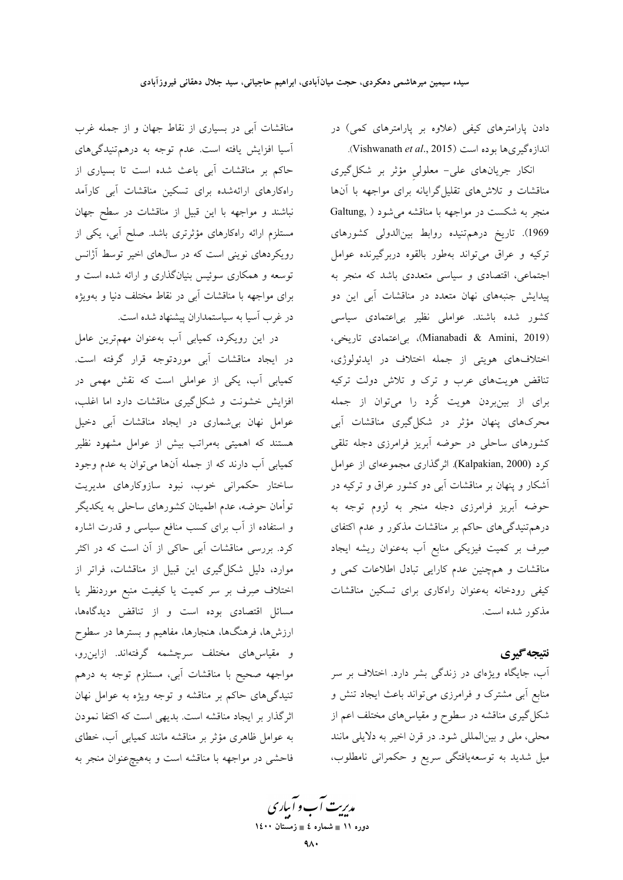دادن پارامترهای کیفی (علاوه بر پارامترهای کمی) در اندازه‌گیری‌ها بوده است (Vishwanath *et al*., 2015).

انکار جریان‌های علی- معلولیِ مؤثر بر شکل‌گیری مناقشات و تلاش‌های تقلیل‌گرایانه برای مواجهه با آن‌ها منجر به شکست در مواجهه با مناقشه می‌شود (Galtung, 1969). تاریخ درهم‌تنیده روابط بین‌الدولی کشورهای ترکیه و عراق می‌تواند به‌طور بالقوه دربرگیرنده عوامل اجتماعی، اقتصادی و سیاسی متعددی باشد که منجر به پیدایش جنبه‌های نهان متعدد در مناقشات آبی این دو کشور شده باشند. عواملی نظیر بی‌اعتمادی سیاسی (Mianabadi & Amini, 2019)، بی‌اعتمادی تاریخی، اختلاف‌های هویتی از جمله اختلاف در ایدئولوژی، تناقض هویت‌های عرب و ترک و تلاش دولت ترکیه برای از بین‌بردن هویت کُرد را می‌توان از جمله محرک‌های پنهان مؤثر در شکل‌گیری مناقشات آبی کشورهای ساحلی در حوضه آبریز فرامرزی دجله تلقی کرد (Kalpakian, 2000). اثرگذاری مجموعه‌ای از عوامل آشکار و پنهان بر مناقشات آبی دو کشور عراق و ترکیه در حوضه آبریز فرامرزی دجله منجر به لزوم توجه به درهم‌تنیدگی‌های حاکم بر مناقشات مذکور و عدم اکتفای صِرف بر کمیت فیزیکی منابع آب به‌عنوان ریشه ایجاد مناقشات و هم‌چنین عدم کارایی تبادل اطلاعات کمی و کیفی رودخانه به‌عنوان راه‌کاری برای تسکین مناقشات مذکور شده است.

## نتیجه‌گیری

آب، جایگاه ویژه‌ای در زندگی بشر دارد. اختلاف بر سر منابع آبی مشترک و فرامرزی می‌تواند باعث ایجاد تنش و شکل‌گیری مناقشه در سطوح و مقیاس‌های مختلف اعم از محلی، ملی و بین‌المللی شود. در قرن اخیر به دلایلی مانند میل شدید به توسعه‌یافتگی سریع و حکمرانی نامطلوب، مناقشات آبی در بسیاری از نقاط جهان و از جمله غرب آسیا افزایش یافته است. عدم توجه به درهم‌تنیدگی‌های حاکم بر مناقشات آبی باعث شده است تا بسیاری از راه‌کارهای ارائه‌شده برای تسکین مناقشات آبی کارآمد نباشند و مواجهه با این قبیل از مناقشات در سطح جهان مستلزم ارائه راه‌کارهای مؤثرتری باشد. صلح آبی، یکی از رویکردهای نوینی است که در سال‌های اخیر توسط آژانس توسعه و همکاری سوئیس بنیان‌گذاری و ارائه شده است و برای مواجهه با مناقشات آبی در نقاط مختلف دنیا و به‌ویژه در غرب آسیا به سیاستمداران پیشنهاد شده است.

در این رویکرد، کمیابی آب به‌عنوان مهم‌ترین عامل در ایجاد مناقشات آبی موردتوجه قرار گرفته است. کمیابی آب، یکی از عواملی است که نقش مهمی در افزایش خشونت و شکل‌گیری مناقشات دارد اما اغلب، عوامل نهان بی‌شماری در ایجاد مناقشات آبی دخیل هستند که اهمیتی به‌مراتب بیش از عوامل مشهود نظیر کمیابی آب دارند که از جمله آن‌ها می‌توان به عدم وجود ساختار حکمرانی خوب، نبود سازوکارهای مدیریت توأمان حوضه، عدم اطمینان کشورهای ساحلی به یکدیگر و استفاده از آب برای کسب منافع سیاسی و قدرت اشاره کرد. بررسی مناقشات آبی حاکی از آن است که در اکثر موارد، دلیل شکل‌گیری این قبیل از مناقشات، فراتر از اختلاف صِرف بر سر کمیت یا کیفیت منبع موردنظر یا مسائل اقتصادی بوده است و از تناقض دیدگاه‌ها، ارزش‌ها، فرهنگ‌ها، هنجارها، مفاهیم و بسترها در سطوح و مقیاس‌های مختلف سرچشمه گرفته‌اند. ازاین‌رو، مواجهه صحیح با مناقشات آبی، مستلزم توجه به درهم تنیدگی‌های حاکم بر مناقشه و توجه ویژه به عوامل نهان اثرگذار بر ایجاد مناقشه است. بدیهی است که اکتفا نمودن به عوامل ظاهری مؤثر بر مناقشه مانند کمیابی آب، خطای فاحشی در مواجهه با مناقشه است و به‌هیچ‌عنوان منجر به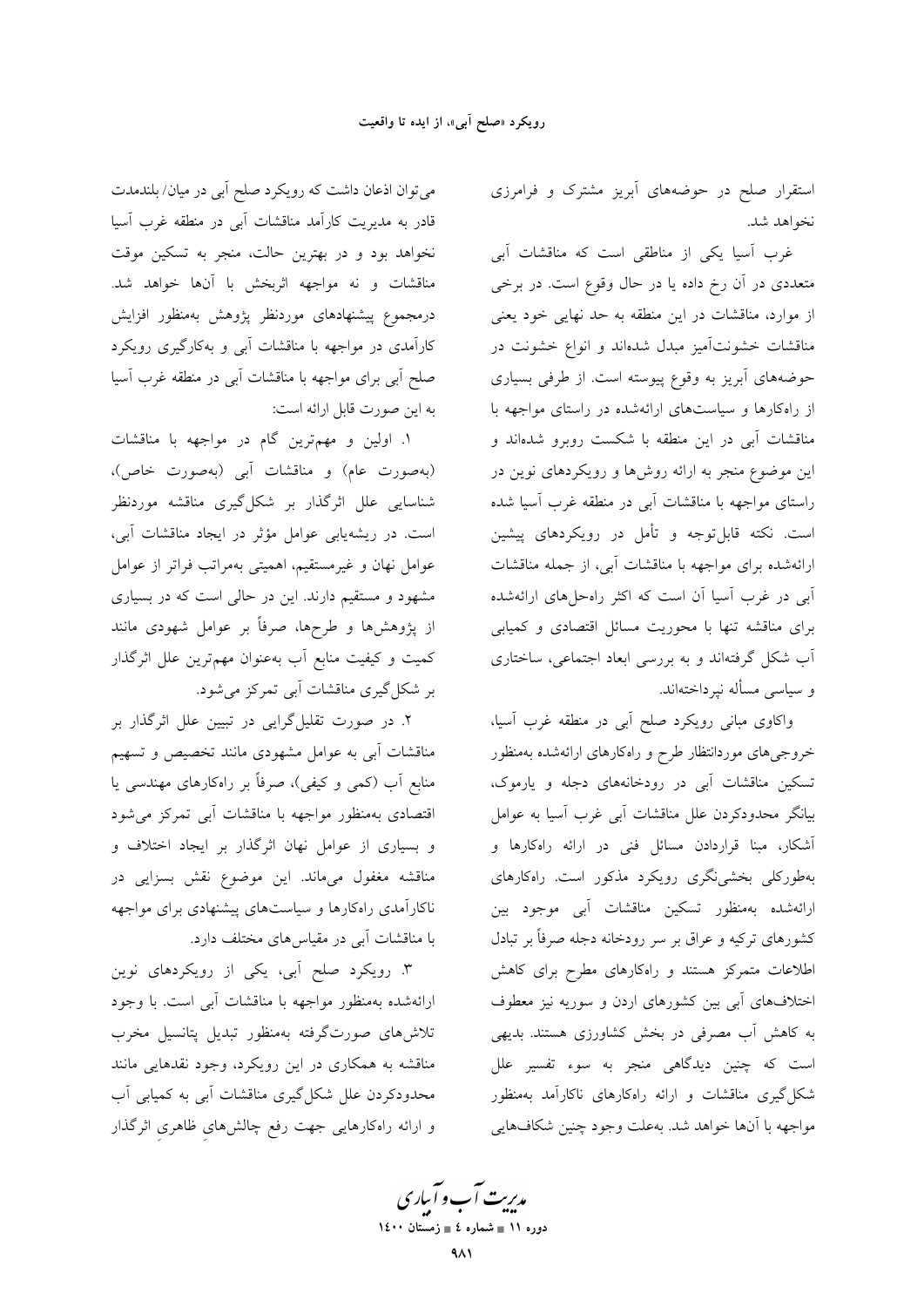استقرار صلح در حوضه‌های آبریز مشترک و فرامرزی نخواهد شد.

غرب آسیا یکی از مناطقی است که مناقشات آبی متعددی در آن رخ داده یا در حال وقوع است. در برخی از موارد، مناقشات در این منطقه به حد نهایی خود یعنی مناقشات خشونت‌آمیز مبدل شده‌اند و انواع خشونت در حوضه‌های آبریز به وقوع پیوسته است. از طرفی بسیاری از راه‌کارها و سیاست‌های ارائه‌شده در راستای مواجهه با مناقشات آبی در این منطقه با شکست روبرو شده‌اند و این موضوع منجر به ارائه روش‌ها و رویکردهای نوین در راستای مواجهه با مناقشات آبی در منطقه غرب آسیا شده است. نکته قابل‌توجه و تأمل در رویکردهای پیشین ارائه‌شده برای مواجهه با مناقشات آبی، از جمله مناقشات آبی در غرب آسیا آن است که اکثر راه‌حل‌های ارائه‌شده برای مناقشه تنها با محوریت مسائل اقتصادی و کمیابی آب شکل گرفته‌اند و به بررسی ابعاد اجتماعی، ساختاری و سیاسی مسأله نپرداخته‌اند.

واکاوی مبانی رویکرد صلح آبی در منطقه غرب آسیا، خروجی‌های موردانتظار طرح و راه‌کارهای ارائه‌شده به‌منظور تسکین مناقشات آبی در رودخانه‌های دجله و یارموک، بیانگر محدودکردن علل مناقشات آبی غرب آسیا به عوامل آشکار، مبنا قراردادن مسائل فنی در ارائه راه‌کارها و به‌طورکلی بخشی‌نگری رویکرد مذکور است. راه‌کارهای ارائه‌شده به‌منظور تسکین مناقشات آبی موجود بین کشورهای ترکیه و عراق بر سر رودخانه دجله صرفاً بر تبادل اطلاعات متمرکز هستند و راه‌کارهای مطرح برای کاهش اختلاف‌های آبی بین کشورهای اردن و سوریه نیز معطوف به کاهش آب مصرفی در بخش کشاورزی هستند. بدیهی است که چنین دیدگاهی منجر به سوء تفسیر علل شکل‌گیری مناقشات و ارائه راه‌کارهای ناکارآمد به‌منظور مواجهه با آن‌ها خواهد شد. به‌علت وجود چنین شکاف‌هایی می‌توان اذعان داشت که رویکرد صلح آبی در میان/ بلندمدت قادر به مدیریت کارآمد مناقشات آبی در منطقه غرب آسیا نخواهد بود و در بهترین حالت، منجر به تسکین موقت مناقشات و نه مواجهه اثربخش با آن‌ها خواهد شد. درمجموع پیشنهادهای موردنظر پژوهش به‌منظور افزایش کارآمدی در مواجهه با مناقشات آبی و به‌کارگیری رویکرد صلح آبی برای مواجهه با مناقشات آبی در منطقه غرب آسیا به این صورت قابل ارائه است:

۱. اولین و مهم‌ترین گام در مواجهه با مناقشات (به‌صورت عام) و مناقشات آبی (به‌صورت خاص)، شناسایی علل اثرگذار بر شکل‌گیری مناقشه موردنظر است. در ریشه‌یابی عوامل مؤثر در ایجاد مناقشات آبی، عوامل نهان و غیرمستقیم، اهمیتی به‌مراتب فراتر از عوامل مشهود و مستقیم دارند. این در حالی است که در بسیاری از پژوهش‌ها و طرح‌ها، صرفاً بر عوامل شهودی مانند کمیت و کیفیت منابع آب به‌عنوان مهم‌ترین علل اثرگذار بر شکل‌گیری مناقشات آبی تمرکز می‌شود.

۲. در صورت تقلیل‌گرایی در تبیین علل اثرگذار بر مناقشات آبی به عوامل مشهودی مانند تخصیص و تسهیم منابع آب (کمی و کیفی)، صرفاً بر راه‌کارهای مهندسی یا اقتصادی به‌منظور مواجهه با مناقشات آبی تمرکز می‌شود و بسیاری از عوامل نهان اثرگذار بر ایجاد اختلاف و مناقشه مغفول می‌ماند. این موضوع نقش بسزایی در ناکارآمدی راه‌کارها و سیاست‌های پیشنهادی برای مواجهه با مناقشات آبی در مقیاس‌های مختلف دارد.

۳. رویکرد صلح آبی، یکی از رویکردهای نوین ارائه‌شده به‌منظور مواجهه با مناقشات آبی است. با وجود تلاش‌های صورت‌گرفته به‌منظور تبدیل پتانسیل مخرب مناقشه به همکاری در این رویکرد، وجود نقدهایی مانند محدودکردن علل شکل‌گیری مناقشات آبی به کمیابی آب و ارائه راه‌کارهایی جهت رفع چالش‌های ظاهریِ اثرگذار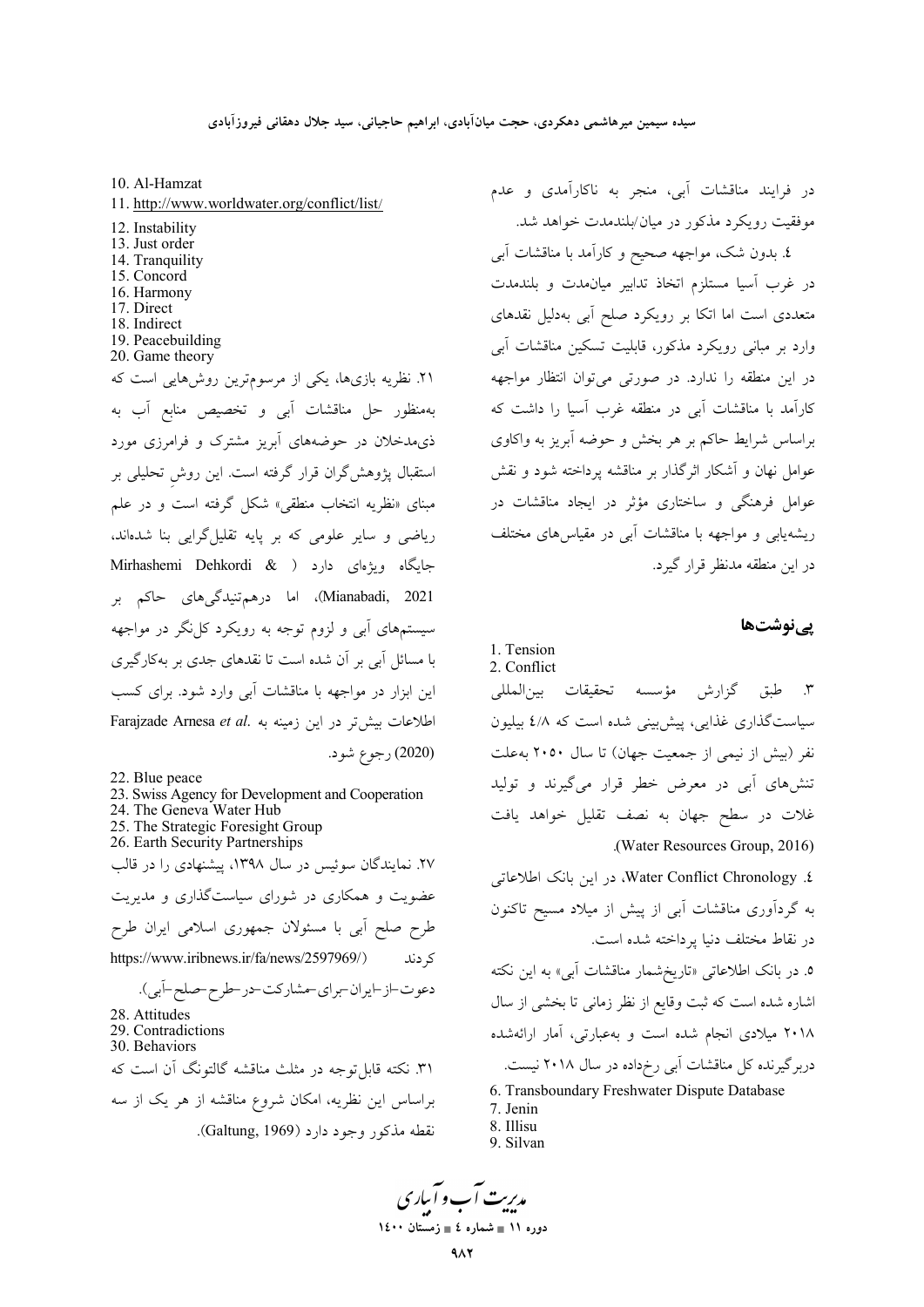در فرایند مناقشات آبی، منجر به ناکارآمدی و عدم موفقیت رویکرد مذکور در میان/بلندمدت خواهد شد.

٤. بدون شک، مواجهه صحیح و کارآمد با مناقشات آبی در غرب آسیا مستلزم اتخاذ تدابیر میان‌مدت و بلندمدت متعددی است اما اتکا بر رویکرد صلح آبی به‌دلیل نقدهای وارد بر مبانی رویکرد مذکور، قابلیت تسکین مناقشات آبی در این منطقه را ندارد. در صورتی می‌توان انتظار مواجهه کارآمد با مناقشات آبی در منطقه غرب آسیا را داشت که براساس شرایط حاکم بر هر بخش و حوضه آبریز به واکاوی عوامل نهان و آشکار اثرگذار بر مناقشه پرداخته شود و نقش عوامل فرهنگی و ساختاری مؤثر در ایجاد مناقشات در ریشه‌یابی و مواجهه با مناقشات آبی در مقیاس‌های مختلف در این منطقه مدنظر قرار گیرد.

## پی‌نوشت‌ها

1. Tension
2. Conflict

۳. طبق گزارش مؤسسه تحقیقات بین‌المللی سیاست‌گذاری غذایی، پیش‌بینی شده است که ٤/٨ بیلیون نفر (بیش از نیمی از جمعیت جهان) تا سال ۲۰۵۰ به‌علت تنش‌های آبی در معرض خطر قرار می‌گیرند و تولید غلات در سطح جهان به نصف تقلیل خواهد یافت (Water Resources Group, 2016).

٤. Water Conflict Chronology، در این بانک اطلاعاتی به گردآوری مناقشات آبی از پیش از میلاد مسیح تاکنون در نقاط مختلف دنیا پرداخته شده است.

۵. در بانک اطلاعاتی «تاریخ‌شمار مناقشات آبی» به این نکته اشاره شده است که ثبت وقایع از نظر زمانی تا بخشی از سال ۲۰۱۸ میلادی انجام شده است و به‌عبارتی، آمار ارائه‌شده دربرگیرنده کل مناقشات آبی رخ‌داده در سال ۲۰۱۸ نیست.

6. Transboundary Freshwater Dispute Database
7. Jenin
8. Illisu
9. Silvan
10. Al-Hamzat
11. http://www.worldwater.org/conflict/list/
12. Instability
13. Just order
14. Tranquility
15. Concord
16. Harmony
17. Direct
18. Indirect
19. Peacebuilding
20. Game theory

۲۱. نظریه بازی‌ها، یکی از مرسوم‌ترین روش‌هایی است که به‌منظور حل مناقشات آبی و تخصیص منابع آب به ذی‌مدخلان در حوضه‌های آبریز مشترک و فرامرزی مورد استقبال پژوهش‌گران قرار گرفته است. این روشِ تحلیلی بر مبنای «نظریه انتخاب منطقی» شکل گرفته است و در علم ریاضی و سایر علومی که بر پایه تقلیل‌گرایی بنا شده‌اند، جایگاه ویژه‌ای دارد (Mirhashemi Dehkordi & Mianabadi, 2021)، اما درهم‌تنیدگی‌های حاکم بر سیستم‌های آبی و لزوم توجه به رویکرد کل‌نگر در مواجهه با مسائل آبی بر آن شده است تا نقدهای جدی بر به‌کارگیری این ابزار در مواجهه با مناقشات آبی وارد شود. برای کسب اطلاعات بیش‌تر در این زمینه به Farajzade Arnesa *et al.* (2020) رجوع شود.

22. Blue peace
23. Swiss Agency for Development and Cooperation
24. The Geneva Water Hub
25. The Strategic Foresight Group
26. Earth Security Partnerships

۲۷. نمایندگان سوئیس در سال ۱۳۹۸، پیشنهادی را در قالب عضویت و همکاری در شورای سیاست‌گذاری و مدیریت طرح صلح آبی با مسئولان جمهوری اسلامی ایران طرح کردند (https://www.iribnews.ir/fa/news/2597969/ دعوت-از-ایران-برای-مشارکت-در-طرح-صلح-آبی).

28. Attitudes
29. Contradictions
30. Behaviors

۳۱. نکته قابل‌توجه در مثلث مناقشه گالتونگ آن است که براساس این نظریه، امکان شروع مناقشه از هر یک از سه نقطه مذکور وجود دارد (Galtung, 1969).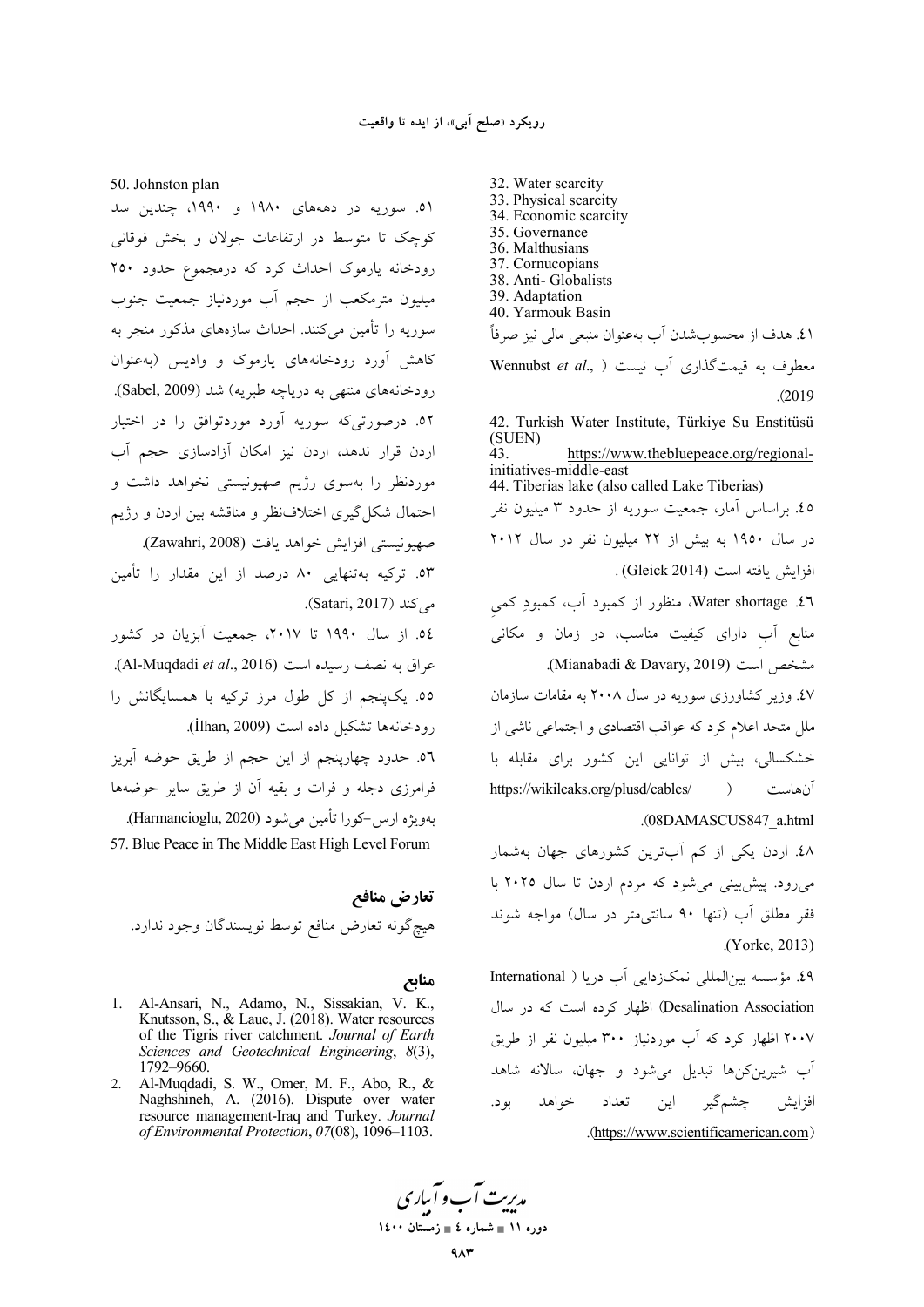32. Water scarcity
33. Physical scarcity
34. Economic scarcity
35. Governance
36. Malthusians
37. Cornucopians
38. Anti- Globalists
39. Adaptation
40. Yarmouk Basin

٤١. هدف از محسوب‌شدن آب به‌عنوان منبعی مالی نیز صرفاً معطوف به قیمت‌گذاری آب نیست (Wennubst *et al*., 2019).

42. Turkish Water Institute, Türkiye Su Enstitüsü (SUEN)

43. https://www.thebluepeace.org/regional-initiatives-middle-east

44. Tiberias lake (also called Lake Tiberias)

٤٥. براساس آمار، جمعیت سوریه از حدود ۳ میلیون نفر در سال ۱۹۵۰ به بیش از ۲۲ میلیون نفر در سال ۲۰۱۲ افزایش یافته است (Gleick 2014) .

٤٦. Water shortage، منظور از کمبود آب، کمبودِ کمیِ منابع آبِ دارای کیفیت مناسب، در زمان و مکانی مشخص است (Mianabadi & Davary, 2019).

٤٧. وزیر کشاورزی سوریه در سال ۲۰۰۸ به مقامات سازمان ملل متحد اعلام کرد که عواقب اقتصادی و اجتماعی ناشی از خشکسالی، بیش از توانایی این کشور برای مقابله با آن‌هاست (https://wikileaks.org/plusd/cables/08DAMASCUS847_a.html).

٤٨. اردن یکی از کم آب‌ترین کشورهای جهان به‌شمار می‌رود. پیش‌بینی می‌شود که مردم اردن تا سال ۲۰۲۵ با فقر مطلق آب (تنها ۹۰ سانتی‌متر در سال) مواجه شوند (Yorke, 2013).

٤٩. مؤسسه بین‌المللی نمک‌زدایی آب دریا (International Desalination Association) اظهار کرده است که در سال ۲۰۰۷ اظهار کرد که آب موردنیاز ۳۰۰ میلیون نفر از طریق آب شیرین‌کن‌ها تبدیل می‌شود و جهان، سالانه شاهد افزایش چشم‌گیر این تعداد خواهد بود. (https://www.scientificamerican.com).

50. Johnston plan

٥١. سوریه در دهه‌های ۱۹۸۰ و ۱۹۹۰، چندین سد کوچک تا متوسط در ارتفاعات جولان و بخش فوقانی رودخانه یارموک احداث کرد که درمجموع حدود ۲۵۰ میلیون مترمکعب از حجم آب موردنیاز جمعیت جنوب سوریه را تأمین می‌کنند. احداث سازه‌های مذکور منجر به کاهش آورد رودخانه‌های یارموک و وادیس (به‌عنوان رودخانه‌های منتهی به دریاچه طبریه) شد (Sabel, 2009).

٥٢. درصورتی‌که سوریه آورد موردتوافق را در اختیار اردن قرار ندهد، اردن نیز امکان آزادسازی حجم آب موردنظر را به‌سوی رژیم صهیونیستی نخواهد داشت و احتمال شکل‌گیری اختلاف‌نظر و مناقشه بین اردن و رژیم صهیونیستی افزایش خواهد یافت (Zawahri, 2008).

٥٣. ترکیه به‌تنهایی ۸۰ درصد از این مقدار را تأمین می‌کند (Satari, 2017).

٥٤. از سال ۱۹۹۰ تا ۲۰۱۷، جمعیت آبزیان در کشور عراق به نصف رسیده است (Al-Muqdadi *et al*., 2016).

٥٥. یک‌پنجم از کل طول مرز ترکیه با همسایگانش را رودخانه‌ها تشکیل داده است (İlhan, 2009).

٥٦. حدود چهارپنجم از این حجم از طریق حوضه آبریز فرامرزی دجله و فرات و بقیه آن از طریق سایر حوضه‌ها به‌ویژه ارس-کورا تأمین می‌شود (Harmancioglu, 2020).

57. Blue Peace in The Middle East High Level Forum

## تعارض منافع

هیچ‌گونه تعارض منافع توسط نویسندگان وجود ندارد.

## منابع

1. Al-Ansari, N., Adamo, N., Sissakian, V. K., Knutsson, S., & Laue, J. (2018). Water resources of the Tigris river catchment. *Journal of Earth Sciences and Geotechnical Engineering*, *8*(3), 1792–9660.
2. Al-Muqdadi, S. W., Omer, M. F., Abo, R., & Naghshineh, A. (2016). Dispute over water resource management-Iraq and Turkey. *Journal of Environmental Protection*, *07*(08), 1096–1103.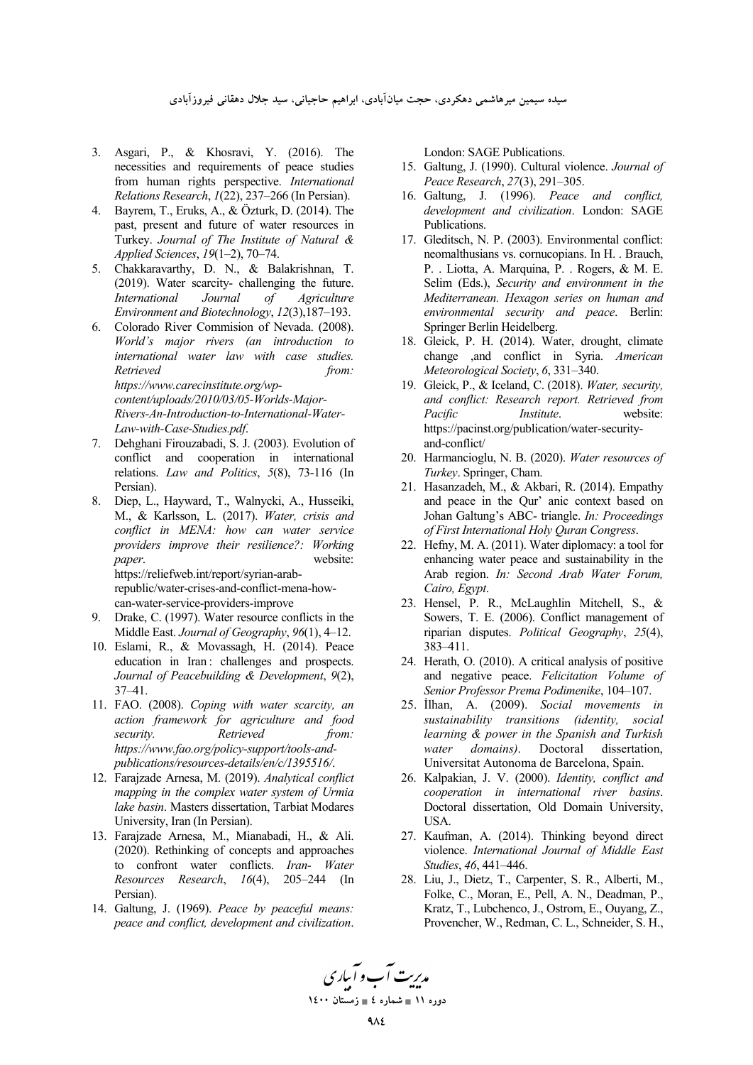3. Asgari, P., & Khosravi, Y. (2016). The necessities and requirements of peace studies from human rights perspective. *International Relations Research*, *1*(22), 237–266 (In Persian).
4. Bayrem, T., Eruks, A., & Özturk, D. (2014). The past, present and future of water resources in Turkey. *Journal of The Institute of Natural & Applied Sciences*, *19*(1–2), 70–74.
5. Chakkaravarthy, D. N., & Balakrishnan, T. (2019). Water scarcity- challenging the future. *International Journal of Agriculture Environment and Biotechnology*, *12*(3),187–193.
6. Colorado River Commision of Nevada. (2008). *World's major rivers (an introduction to international water law with case studies. Retrieved from: https://www.carecinstitute.org/wp-content/uploads/2010/03/05-Worlds-Major-Rivers-An-Introduction-to-International-Water-Law-with-Case-Studies.pdf*.
7. Dehghani Firouzabadi, S. J. (2003). Evolution of conflict and cooperation in international relations. *Law and Politics*, *5*(8), 73-116 (In Persian).
8. Diep, L., Hayward, T., Walnycki, A., Husseiki, M., & Karlsson, L. (2017). *Water, crisis and conflict in MENA: how can water service providers improve their resilience?: Working paper*. website: https://reliefweb.int/report/syrian-arab-republic/water-crises-and-conflict-mena-how-can-water-service-providers-improve
9. Drake, C. (1997). Water resource conflicts in the Middle East. *Journal of Geography*, *96*(1), 4–12.
10. Eslami, R., & Movassagh, H. (2014). Peace education in Iran : challenges and prospects. *Journal of Peacebuilding & Development*, *9*(2), 37–41.
11. FAO. (2008). *Coping with water scarcity, an action framework for agriculture and food security. Retrieved from: https://www.fao.org/policy-support/tools-and-publications/resources-details/en/c/1395516/*.
12. Farajzade Arnesa, M. (2019). *Analytical conflict mapping in the complex water system of Urmia lake basin*. Masters dissertation, Tarbiat Modares University, Iran (In Persian).
13. Farajzade Arnesa, M., Mianabadi, H., & Ali. (2020). Rethinking of concepts and approaches to confront water conflicts. *Iran- Water Resources Research*, *16*(4), 205–244 (In Persian).
14. Galtung, J. (1969). *Peace by peaceful means: peace and conflict, development and civilization*. London: SAGE Publications.
15. Galtung, J. (1990). Cultural violence. *Journal of Peace Research*, *27*(3), 291–305.
16. Galtung, J. (1996). *Peace and conflict, development and civilization*. London: SAGE Publications.
17. Gleditsch, N. P. (2003). Environmental conflict: neomalthusians vs. cornucopians. In H. . Brauch, P. . Liotta, A. Marquina, P. . Rogers, & M. E. Selim (Eds.), *Security and environment in the Mediterranean. Hexagon series on human and environmental security and peace*. Berlin: Springer Berlin Heidelberg.
18. Gleick, P. H. (2014). Water, drought, climate change ,and conflict in Syria. *American Meteorological Society*, *6*, 331–340.
19. Gleick, P., & Iceland, C. (2018). *Water, security, and conflict: Research report. Retrieved from Pacific Institute*. website: https://pacinst.org/publication/water-security-and-conflict/
20. Harmancioglu, N. B. (2020). *Water resources of Turkey*. Springer, Cham.
21. Hasanzadeh, M., & Akbari, R. (2014). Empathy and peace in the Qur' anic context based on Johan Galtung's ABC- triangle. *In: Proceedings of First International Holy Quran Congress*.
22. Hefny, M. A. (2011). Water diplomacy: a tool for enhancing water peace and sustainability in the Arab region. *In: Second Arab Water Forum, Cairo, Egypt*.
23. Hensel, P. R., McLaughlin Mitchell, S., & Sowers, T. E. (2006). Conflict management of riparian disputes. *Political Geography*, *25*(4), 383–411.
24. Herath, O. (2010). A critical analysis of positive and negative peace. *Felicitation Volume of Senior Professor Prema Podimenike*, 104–107.
25. İlhan, A. (2009). *Social movements in sustainability transitions (identity, social learning & power in the Spanish and Turkish water domains)*. Doctoral dissertation, Universitat Autonoma de Barcelona, Spain.
26. Kalpakian, J. V. (2000). *Identity, conflict and cooperation in international river basins*. Doctoral dissertation, Old Domain University, USA.
27. Kaufman, A. (2014). Thinking beyond direct violence. *International Journal of Middle East Studies*, *46*, 441–446.
28. Liu, J., Dietz, T., Carpenter, S. R., Alberti, M., Folke, C., Moran, E., Pell, A. N., Deadman, P., Kratz, T., Lubchenco, J., Ostrom, E., Ouyang, Z., Provencher, W., Redman, C. L., Schneider, S. H.,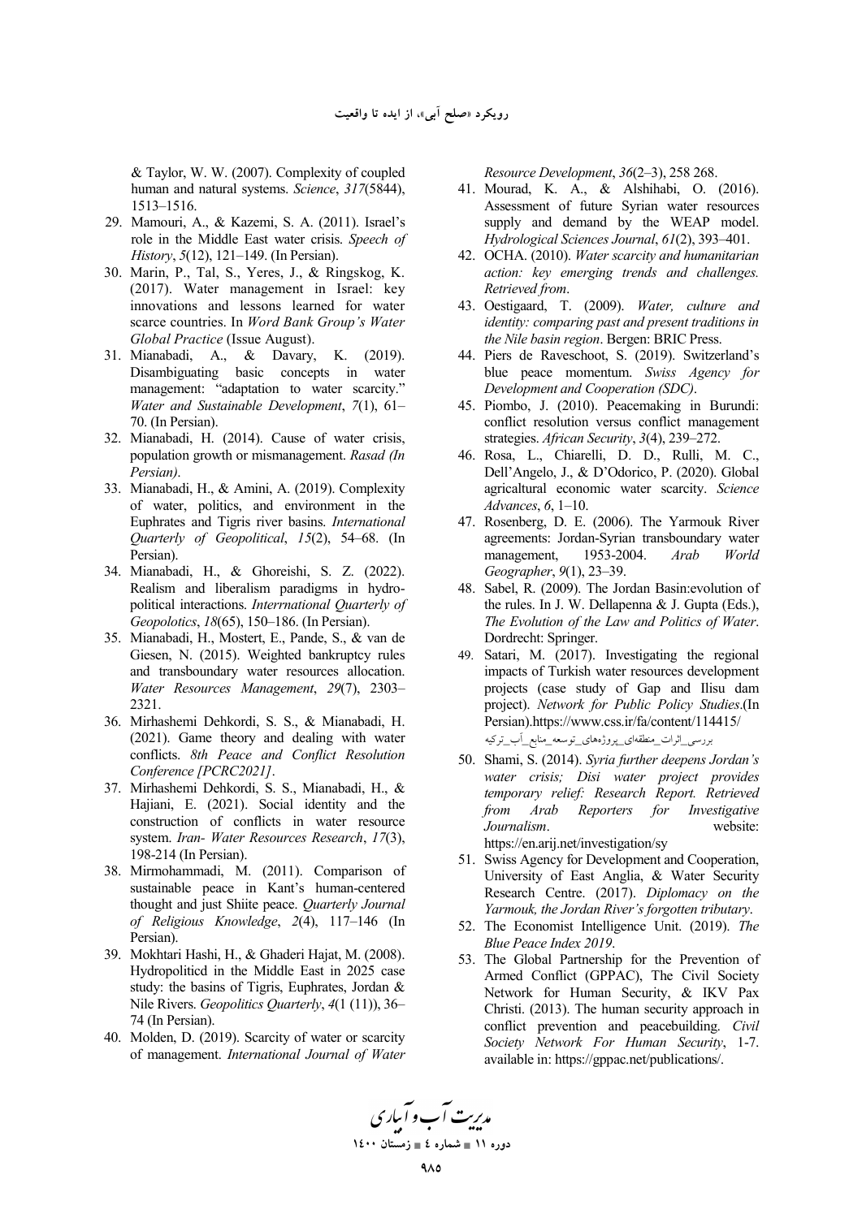& Taylor, W. W. (2007). Complexity of coupled human and natural systems. *Science*, *317*(5844), 1513–1516.

29. Mamouri, A., & Kazemi, S. A. (2011). Israel's role in the Middle East water crisis. *Speech of History*, *5*(12), 121–149. (In Persian).
30. Marin, P., Tal, S., Yeres, J., & Ringskog, K. (2017). Water management in Israel: key innovations and lessons learned for water scarce countries. In *Word Bank Group's Water Global Practice* (Issue August).
31. Mianabadi, A., & Davary, K. (2019). Disambiguating basic concepts in water management: "adaptation to water scarcity." *Water and Sustainable Development*, *7*(1), 61–70. (In Persian).
32. Mianabadi, H. (2014). Cause of water crisis, population growth or mismanagement. *Rasad (In Persian)*.
33. Mianabadi, H., & Amini, A. (2019). Complexity of water, politics, and environment in the Euphrates and Tigris river basins. *International Quarterly of Geopolitical*, *15*(2), 54–68. (In Persian).
34. Mianabadi, H., & Ghoreishi, S. Z. (2022). Realism and liberalism paradigms in hydro-political interactions. *Interrnational Quarterly of Geopolotics*, *18*(65), 150–186. (In Persian).
35. Mianabadi, H., Mostert, E., Pande, S., & van de Giesen, N. (2015). Weighted bankruptcy rules and transboundary water resources allocation. *Water Resources Management*, *29*(7), 2303–2321.
36. Mirhashemi Dehkordi, S. S., & Mianabadi, H. (2021). Game theory and dealing with water conflicts. *8th Peace and Conflict Resolution Conference [PCRC2021]*.
37. Mirhashemi Dehkordi, S. S., Mianabadi, H., & Hajiani, E. (2021). Social identity and the construction of conflicts in water resource system. *Iran- Water Resources Research*, *17*(3), 198-214 (In Persian).
38. Mirmohammadi, M. (2011). Comparison of sustainable peace in Kant's human-centered thought and just Shiite peace. *Quarterly Journal of Religious Knowledge*, *2*(4), 117–146 (In Persian).
39. Mokhtari Hashi, H., & Ghaderi Hajat, M. (2008). Hydropoliticd in the Middle East in 2025 case study: the basins of Tigris, Euphrates, Jordan & Nile Rivers. *Geopolitics Quarterly*, *4*(1 (11)), 36–74 (In Persian).
40. Molden, D. (2019). Scarcity of water or scarcity of management. *International Journal of Water Resource Development*, *36*(2–3), 258 268.
41. Mourad, K. A., & Alshihabi, O. (2016). Assessment of future Syrian water resources supply and demand by the WEAP model. *Hydrological Sciences Journal*, *61*(2), 393–401.
42. OCHA. (2010). *Water scarcity and humanitarian action: key emerging trends and challenges. Retrieved from*.
43. Oestigaard, T. (2009). *Water, culture and identity: comparing past and present traditions in the Nile basin region*. Bergen: BRIC Press.
44. Piers de Raveschoot, S. (2019). Switzerland's blue peace momentum. *Swiss Agency for Development and Cooperation (SDC)*.
45. Piombo, J. (2010). Peacemaking in Burundi: conflict resolution versus conflict management strategies. *African Security*, *3*(4), 239–272.
46. Rosa, L., Chiarelli, D. D., Rulli, M. C., Dell'Angelo, J., & D'Odorico, P. (2020). Global agricaltural economic water scarcity. *Science Advances*, *6*, 1–10.
47. Rosenberg, D. E. (2006). The Yarmouk River agreements: Jordan-Syrian transboundary water management, 1953-2004. *Arab World Geographer*, *9*(1), 23–39.
48. Sabel, R. (2009). The Jordan Basin:evolution of the rules. In J. W. Dellapenna & J. Gupta (Eds.), *The Evolution of the Law and Politics of Water*. Dordrecht: Springer.
49. Satari, M. (2017). Investigating the regional impacts of Turkish water resources development projects (case study of Gap and Ilisu dam project). *Network for Public Policy Studies*.(In Persian).https://www.css.ir/fa/content/114415/بررسی_اثرات_منطقه‌ای_پروژه‌های_توسعه_منابع_آب_ترکیه
50. Shami, S. (2014). *Syria further deepens Jordan's water crisis; Disi water project provides temporary relief: Research Report. Retrieved from Arab Reporters for Investigative Journalism*. website: https://en.arij.net/investigation/sy
51. Swiss Agency for Development and Cooperation, University of East Anglia, & Water Security Research Centre. (2017). *Diplomacy on the Yarmouk, the Jordan River's forgotten tributary*.
52. The Economist Intelligence Unit. (2019). *The Blue Peace Index 2019*.
53. The Global Partnership for the Prevention of Armed Conflict (GPPAC), The Civil Society Network for Human Security, & IKV Pax Christi. (2013). The human security approach in conflict prevention and peacebuilding. *Civil Society Network For Human Security*, 1-7. available in: https://gppac.net/publications/.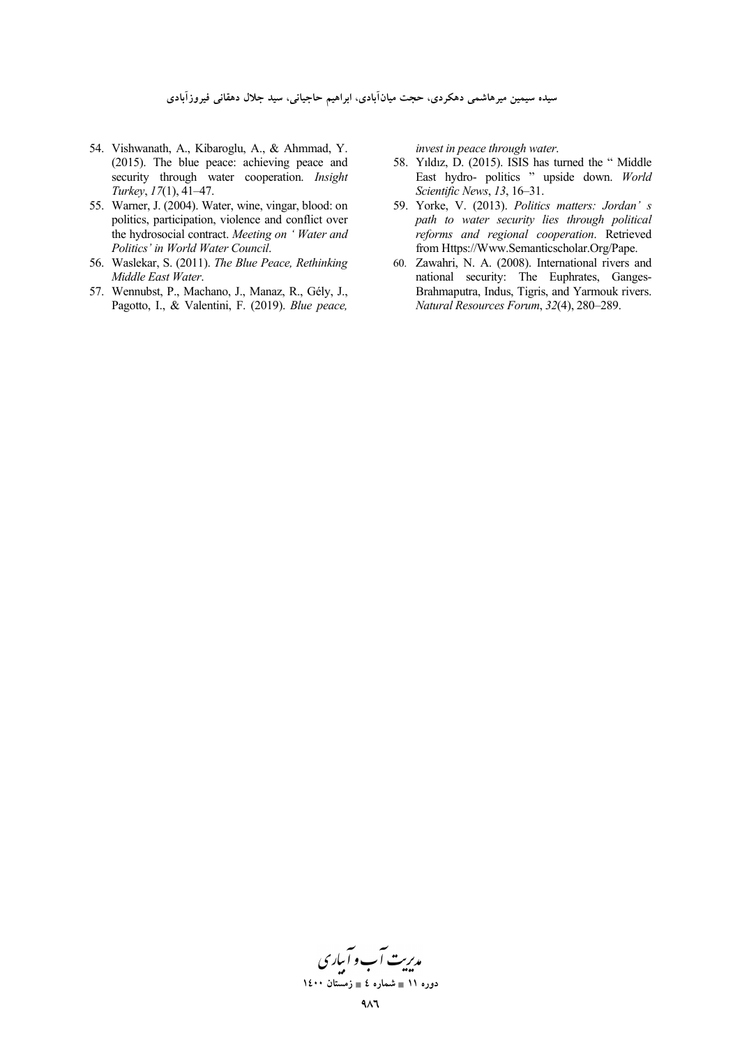54. Vishwanath, A., Kibaroglu, A., & Ahmmad, Y. (2015). The blue peace: achieving peace and security through water cooperation. *Insight Turkey*, *17*(1), 41–47.
55. Warner, J. (2004). Water, wine, vingar, blood: on politics, participation, violence and conflict over the hydrosocial contract. *Meeting on ' Water and Politics' in World Water Council*.
56. Waslekar, S. (2011). *The Blue Peace, Rethinking Middle East Water*.
57. Wennubst, P., Machano, J., Manaz, R., Gély, J., Pagotto, I., & Valentini, F. (2019). *Blue peace, invest in peace through water*.
58. Yıldız, D. (2015). ISIS has turned the " Middle East hydro- politics " upside down. *World Scientific News*, *13*, 16–31.
59. Yorke, V. (2013). *Politics matters: Jordan' s path to water security lies through political reforms and regional cooperation*. Retrieved from Https://Www.Semanticscholar.Org/Pape.
60. Zawahri, N. A. (2008). International rivers and national security: The Euphrates, Ganges-Brahmaputra, Indus, Tigris, and Yarmouk rivers. *Natural Resources Forum*, *32*(4), 280–289.